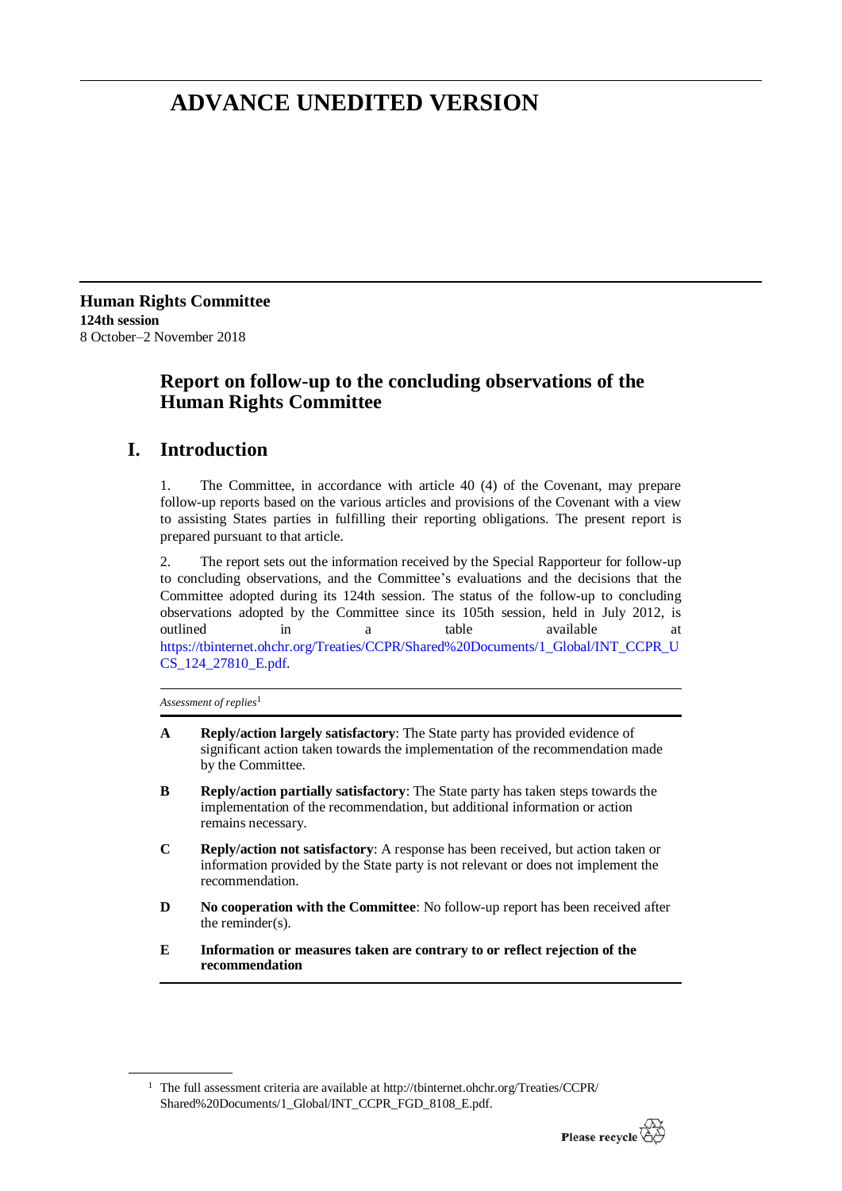# ADVANCE UNEDITED VERSION

**Human Rights Committee**
**124th session**
8 October–2 November 2018

## Report on follow-up to the concluding observations of the Human Rights Committee

## I. Introduction

1. The Committee, in accordance with article 40 (4) of the Covenant, may prepare follow-up reports based on the various articles and provisions of the Covenant with a view to assisting States parties in fulfilling their reporting obligations. The present report is prepared pursuant to that article.

2. The report sets out the information received by the Special Rapporteur for follow-up to concluding observations, and the Committee's evaluations and the decisions that the Committee adopted during its 124th session. The status of the follow-up to concluding observations adopted by the Committee since its 105th session, held in July 2012, is outlined in a table available at https://tbinternet.ohchr.org/Treaties/CCPR/Shared%20Documents/1_Global/INT_CCPR_UCS_124_27810_E.pdf.

*Assessment of replies*[1]

| | |
|---|---|
| **A** | **Reply/action largely satisfactory**: The State party has provided evidence of significant action taken towards the implementation of the recommendation made by the Committee. |
| **B** | **Reply/action partially satisfactory**: The State party has taken steps towards the implementation of the recommendation, but additional information or action remains necessary. |
| **C** | **Reply/action not satisfactory**: A response has been received, but action taken or information provided by the State party is not relevant or does not implement the recommendation. |
| **D** | **No cooperation with the Committee**: No follow-up report has been received after the reminder(s). |
| **E** | **Information or measures taken are contrary to or reflect rejection of the recommendation** |

[1] The full assessment criteria are available at http://tbinternet.ohchr.org/Treaties/CCPR/Shared%20Documents/1_Global/INT_CCPR_FGD_8108_E.pdf.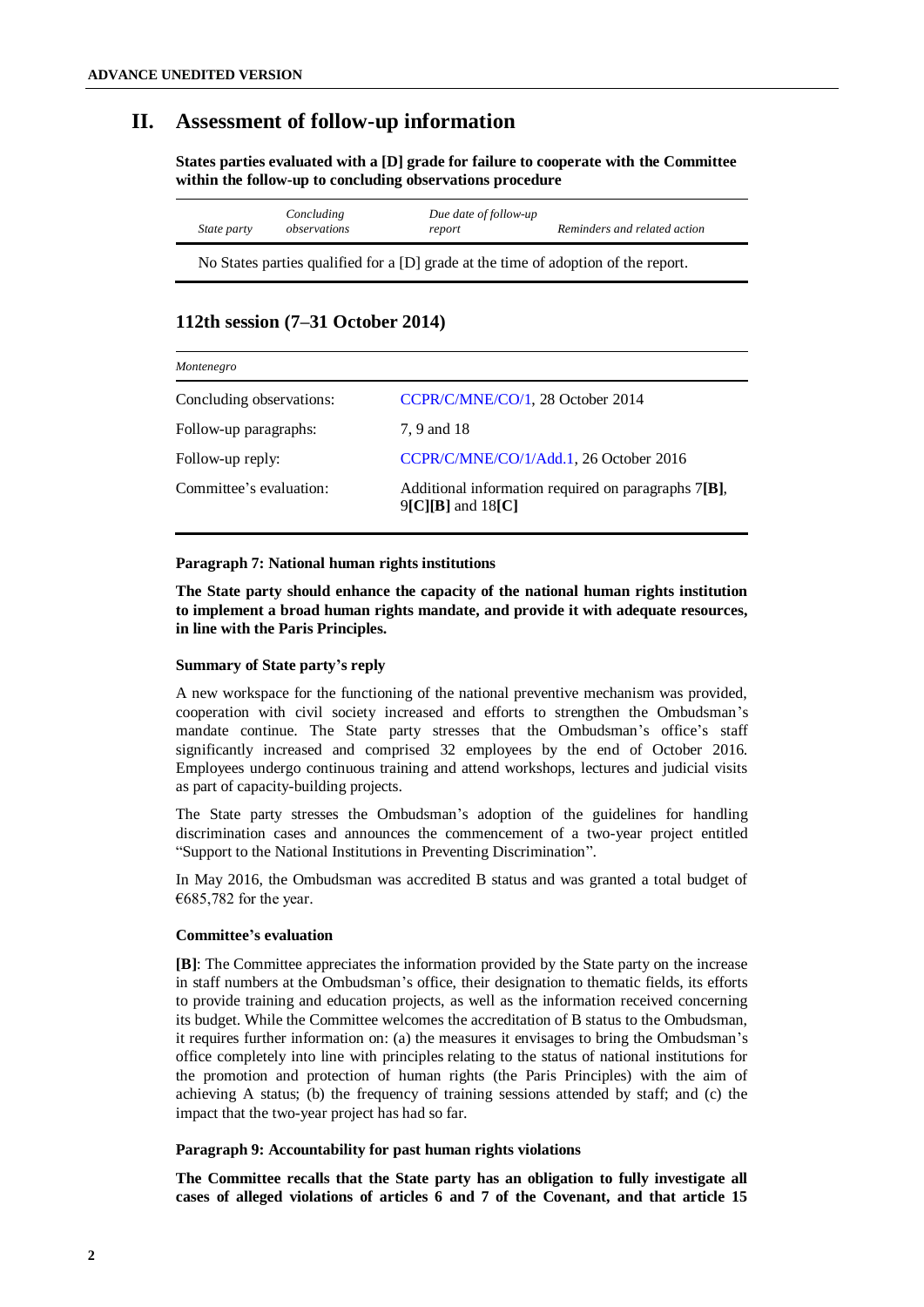## II. Assessment of follow-up information

**States parties evaluated with a [D] grade for failure to cooperate with the Committee within the follow-up to concluding observations procedure**

| *State party* | *Concluding observations* | *Due date of follow-up report* | *Reminders and related action* |
|---|---|---|---|
| No States parties qualified for a [D] grade at the time of adoption of the report. | | | |

### 112th session (7–31 October 2014)

| *Montenegro* | |
|---|---|
| Concluding observations: | CCPR/C/MNE/CO/1, 28 October 2014 |
| Follow-up paragraphs: | 7, 9 and 18 |
| Follow-up reply: | CCPR/C/MNE/CO/1/Add.1, 26 October 2016 |
| Committee's evaluation: | Additional information required on paragraphs 7**[B]**, 9**[C][B]** and 18**[C]** |

#### Paragraph 7: National human rights institutions

**The State party should enhance the capacity of the national human rights institution to implement a broad human rights mandate, and provide it with adequate resources, in line with the Paris Principles.**

#### Summary of State party's reply

A new workspace for the functioning of the national preventive mechanism was provided, cooperation with civil society increased and efforts to strengthen the Ombudsman's mandate continue. The State party stresses that the Ombudsman's office's staff significantly increased and comprised 32 employees by the end of October 2016. Employees undergo continuous training and attend workshops, lectures and judicial visits as part of capacity-building projects.

The State party stresses the Ombudsman's adoption of the guidelines for handling discrimination cases and announces the commencement of a two-year project entitled "Support to the National Institutions in Preventing Discrimination".

In May 2016, the Ombudsman was accredited B status and was granted a total budget of €685,782 for the year.

#### Committee's evaluation

**[B]**: The Committee appreciates the information provided by the State party on the increase in staff numbers at the Ombudsman's office, their designation to thematic fields, its efforts to provide training and education projects, as well as the information received concerning its budget. While the Committee welcomes the accreditation of B status to the Ombudsman, it requires further information on: (a) the measures it envisages to bring the Ombudsman's office completely into line with principles relating to the status of national institutions for the promotion and protection of human rights (the Paris Principles) with the aim of achieving A status; (b) the frequency of training sessions attended by staff; and (c) the impact that the two-year project has had so far.

#### Paragraph 9: Accountability for past human rights violations

**The Committee recalls that the State party has an obligation to fully investigate all cases of alleged violations of articles 6 and 7 of the Covenant, and that article 15**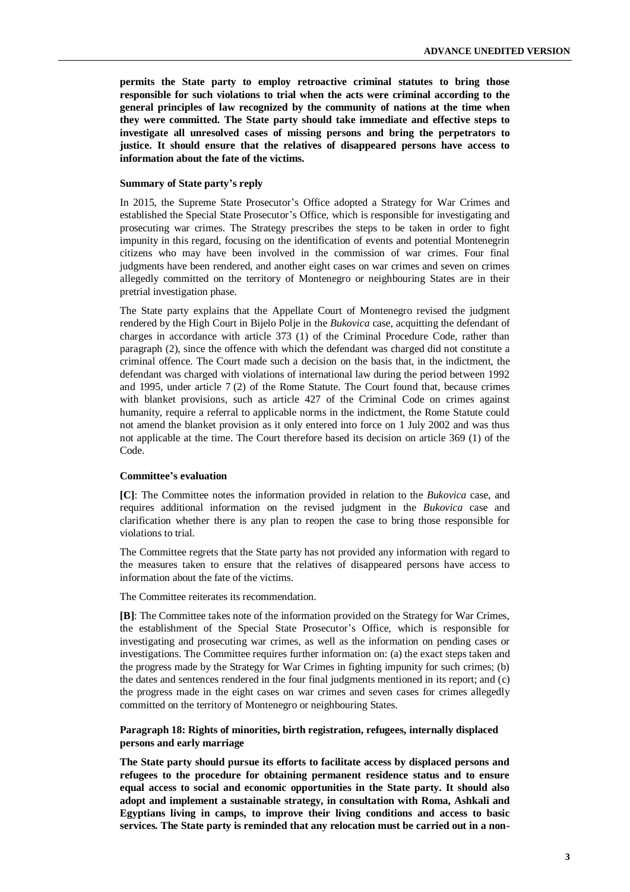**permits the State party to employ retroactive criminal statutes to bring those responsible for such violations to trial when the acts were criminal according to the general principles of law recognized by the community of nations at the time when they were committed. The State party should take immediate and effective steps to investigate all unresolved cases of missing persons and bring the perpetrators to justice. It should ensure that the relatives of disappeared persons have access to information about the fate of the victims.**

#### Summary of State party's reply

In 2015, the Supreme State Prosecutor's Office adopted a Strategy for War Crimes and established the Special State Prosecutor's Office, which is responsible for investigating and prosecuting war crimes. The Strategy prescribes the steps to be taken in order to fight impunity in this regard, focusing on the identification of events and potential Montenegrin citizens who may have been involved in the commission of war crimes. Four final judgments have been rendered, and another eight cases on war crimes and seven on crimes allegedly committed on the territory of Montenegro or neighbouring States are in their pretrial investigation phase.

The State party explains that the Appellate Court of Montenegro revised the judgment rendered by the High Court in Bijelo Polje in the *Bukovica* case, acquitting the defendant of charges in accordance with article 373 (1) of the Criminal Procedure Code, rather than paragraph (2), since the offence with which the defendant was charged did not constitute a criminal offence. The Court made such a decision on the basis that, in the indictment, the defendant was charged with violations of international law during the period between 1992 and 1995, under article 7 (2) of the Rome Statute. The Court found that, because crimes with blanket provisions, such as article 427 of the Criminal Code on crimes against humanity, require a referral to applicable norms in the indictment, the Rome Statute could not amend the blanket provision as it only entered into force on 1 July 2002 and was thus not applicable at the time. The Court therefore based its decision on article 369 (1) of the Code.

#### Committee's evaluation

**[C]**: The Committee notes the information provided in relation to the *Bukovica* case, and requires additional information on the revised judgment in the *Bukovica* case and clarification whether there is any plan to reopen the case to bring those responsible for violations to trial.

The Committee regrets that the State party has not provided any information with regard to the measures taken to ensure that the relatives of disappeared persons have access to information about the fate of the victims.

The Committee reiterates its recommendation.

**[B]**: The Committee takes note of the information provided on the Strategy for War Crimes, the establishment of the Special State Prosecutor's Office, which is responsible for investigating and prosecuting war crimes, as well as the information on pending cases or investigations. The Committee requires further information on: (a) the exact steps taken and the progress made by the Strategy for War Crimes in fighting impunity for such crimes; (b) the dates and sentences rendered in the four final judgments mentioned in its report; and (c) the progress made in the eight cases on war crimes and seven cases for crimes allegedly committed on the territory of Montenegro or neighbouring States.

### Paragraph 18: Rights of minorities, birth registration, refugees, internally displaced persons and early marriage

**The State party should pursue its efforts to facilitate access by displaced persons and refugees to the procedure for obtaining permanent residence status and to ensure equal access to social and economic opportunities in the State party. It should also adopt and implement a sustainable strategy, in consultation with Roma, Ashkali and Egyptians living in camps, to improve their living conditions and access to basic services. The State party is reminded that any relocation must be carried out in a non-**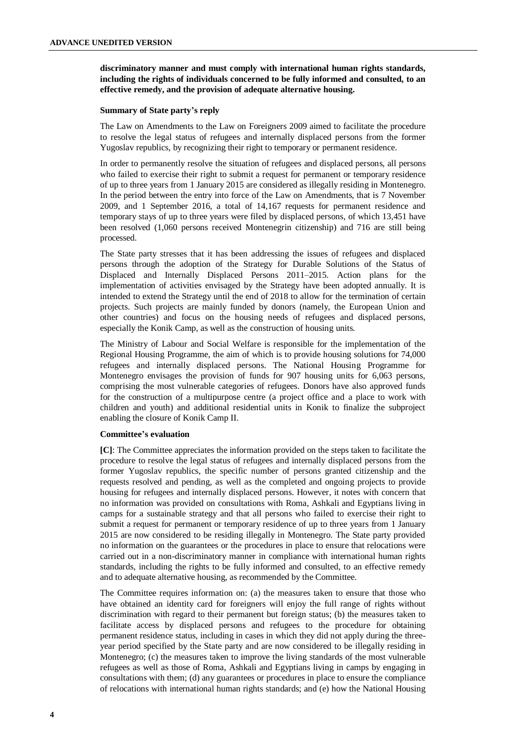**discriminatory manner and must comply with international human rights standards, including the rights of individuals concerned to be fully informed and consulted, to an effective remedy, and the provision of adequate alternative housing.**

**Summary of State party's reply**

The Law on Amendments to the Law on Foreigners 2009 aimed to facilitate the procedure to resolve the legal status of refugees and internally displaced persons from the former Yugoslav republics, by recognizing their right to temporary or permanent residence.

In order to permanently resolve the situation of refugees and displaced persons, all persons who failed to exercise their right to submit a request for permanent or temporary residence of up to three years from 1 January 2015 are considered as illegally residing in Montenegro. In the period between the entry into force of the Law on Amendments, that is 7 November 2009, and 1 September 2016, a total of 14,167 requests for permanent residence and temporary stays of up to three years were filed by displaced persons, of which 13,451 have been resolved (1,060 persons received Montenegrin citizenship) and 716 are still being processed.

The State party stresses that it has been addressing the issues of refugees and displaced persons through the adoption of the Strategy for Durable Solutions of the Status of Displaced and Internally Displaced Persons 2011–2015. Action plans for the implementation of activities envisaged by the Strategy have been adopted annually. It is intended to extend the Strategy until the end of 2018 to allow for the termination of certain projects. Such projects are mainly funded by donors (namely, the European Union and other countries) and focus on the housing needs of refugees and displaced persons, especially the Konik Camp, as well as the construction of housing units.

The Ministry of Labour and Social Welfare is responsible for the implementation of the Regional Housing Programme, the aim of which is to provide housing solutions for 74,000 refugees and internally displaced persons. The National Housing Programme for Montenegro envisages the provision of funds for 907 housing units for 6,063 persons, comprising the most vulnerable categories of refugees. Donors have also approved funds for the construction of a multipurpose centre (a project office and a place to work with children and youth) and additional residential units in Konik to finalize the subproject enabling the closure of Konik Camp II.

**Committee's evaluation**

**[C]**: The Committee appreciates the information provided on the steps taken to facilitate the procedure to resolve the legal status of refugees and internally displaced persons from the former Yugoslav republics, the specific number of persons granted citizenship and the requests resolved and pending, as well as the completed and ongoing projects to provide housing for refugees and internally displaced persons. However, it notes with concern that no information was provided on consultations with Roma, Ashkali and Egyptians living in camps for a sustainable strategy and that all persons who failed to exercise their right to submit a request for permanent or temporary residence of up to three years from 1 January 2015 are now considered to be residing illegally in Montenegro. The State party provided no information on the guarantees or the procedures in place to ensure that relocations were carried out in a non-discriminatory manner in compliance with international human rights standards, including the rights to be fully informed and consulted, to an effective remedy and to adequate alternative housing, as recommended by the Committee.

The Committee requires information on: (a) the measures taken to ensure that those who have obtained an identity card for foreigners will enjoy the full range of rights without discrimination with regard to their permanent but foreign status; (b) the measures taken to facilitate access by displaced persons and refugees to the procedure for obtaining permanent residence status, including in cases in which they did not apply during the three-year period specified by the State party and are now considered to be illegally residing in Montenegro; (c) the measures taken to improve the living standards of the most vulnerable refugees as well as those of Roma, Ashkali and Egyptians living in camps by engaging in consultations with them; (d) any guarantees or procedures in place to ensure the compliance of relocations with international human rights standards; and (e) how the National Housing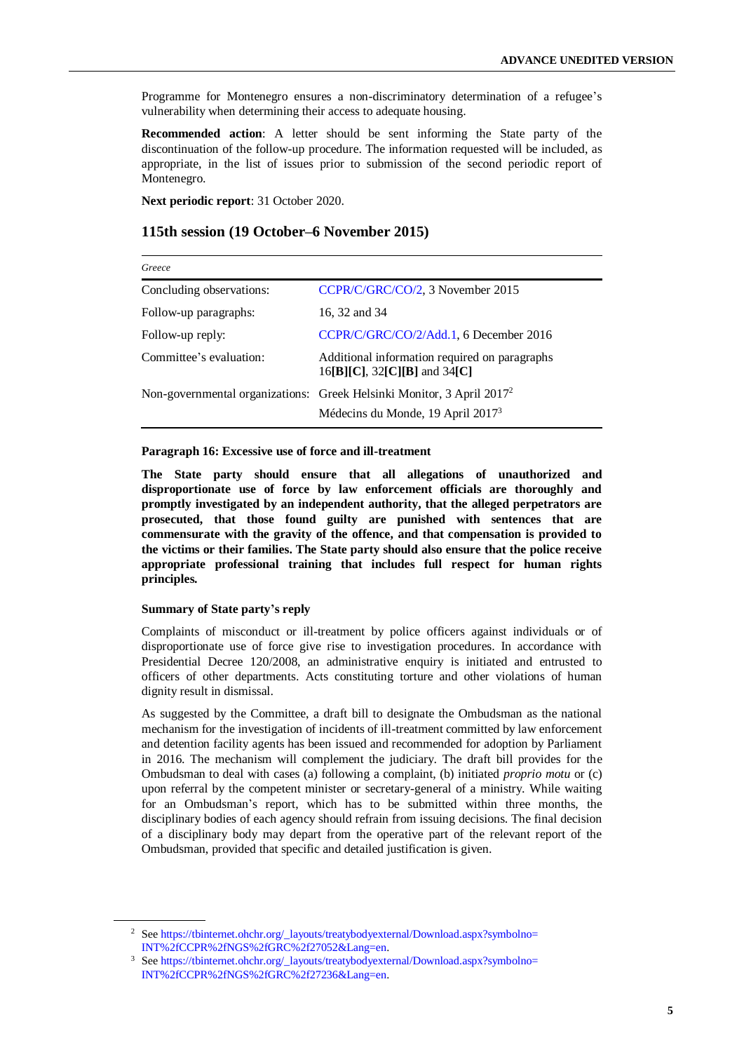Programme for Montenegro ensures a non-discriminatory determination of a refugee's vulnerability when determining their access to adequate housing.

**Recommended action**: A letter should be sent informing the State party of the discontinuation of the follow-up procedure. The information requested will be included, as appropriate, in the list of issues prior to submission of the second periodic report of Montenegro.

**Next periodic report**: 31 October 2020.

## 115th session (19 October–6 November 2015)

| *Greece* | |
|---|---|
| Concluding observations: | CCPR/C/GRC/CO/2, 3 November 2015 |
| Follow-up paragraphs: | 16, 32 and 34 |
| Follow-up reply: | CCPR/C/GRC/CO/2/Add.1, 6 December 2016 |
| Committee's evaluation: | Additional information required on paragraphs 16**[B][C]**, 32**[C][B]** and 34**[C]** |
| Non-governmental organizations: | Greek Helsinki Monitor, 3 April 2017[2]<br>Médecins du Monde, 19 April 2017[3] |

#### Paragraph 16: Excessive use of force and ill-treatment

**The State party should ensure that all allegations of unauthorized and disproportionate use of force by law enforcement officials are thoroughly and promptly investigated by an independent authority, that the alleged perpetrators are prosecuted, that those found guilty are punished with sentences that are commensurate with the gravity of the offence, and that compensation is provided to the victims or their families. The State party should also ensure that the police receive appropriate professional training that includes full respect for human rights principles.**

#### Summary of State party's reply

Complaints of misconduct or ill-treatment by police officers against individuals or of disproportionate use of force give rise to investigation procedures. In accordance with Presidential Decree 120/2008, an administrative enquiry is initiated and entrusted to officers of other departments. Acts constituting torture and other violations of human dignity result in dismissal.

As suggested by the Committee, a draft bill to designate the Ombudsman as the national mechanism for the investigation of incidents of ill-treatment committed by law enforcement and detention facility agents has been issued and recommended for adoption by Parliament in 2016. The mechanism will complement the judiciary. The draft bill provides for the Ombudsman to deal with cases (a) following a complaint, (b) initiated *proprio motu* or (c) upon referral by the competent minister or secretary-general of a ministry. While waiting for an Ombudsman's report, which has to be submitted within three months, the disciplinary bodies of each agency should refrain from issuing decisions. The final decision of a disciplinary body may depart from the operative part of the relevant report of the Ombudsman, provided that specific and detailed justification is given.

---

[2] See https://tbinternet.ohchr.org/_layouts/treatybodyexternal/Download.aspx?symbolno=INT%2fCCPR%2fNGS%2fGRC%2f27052&Lang=en.

[3] See https://tbinternet.ohchr.org/_layouts/treatybodyexternal/Download.aspx?symbolno=INT%2fCCPR%2fNGS%2fGRC%2f27236&Lang=en.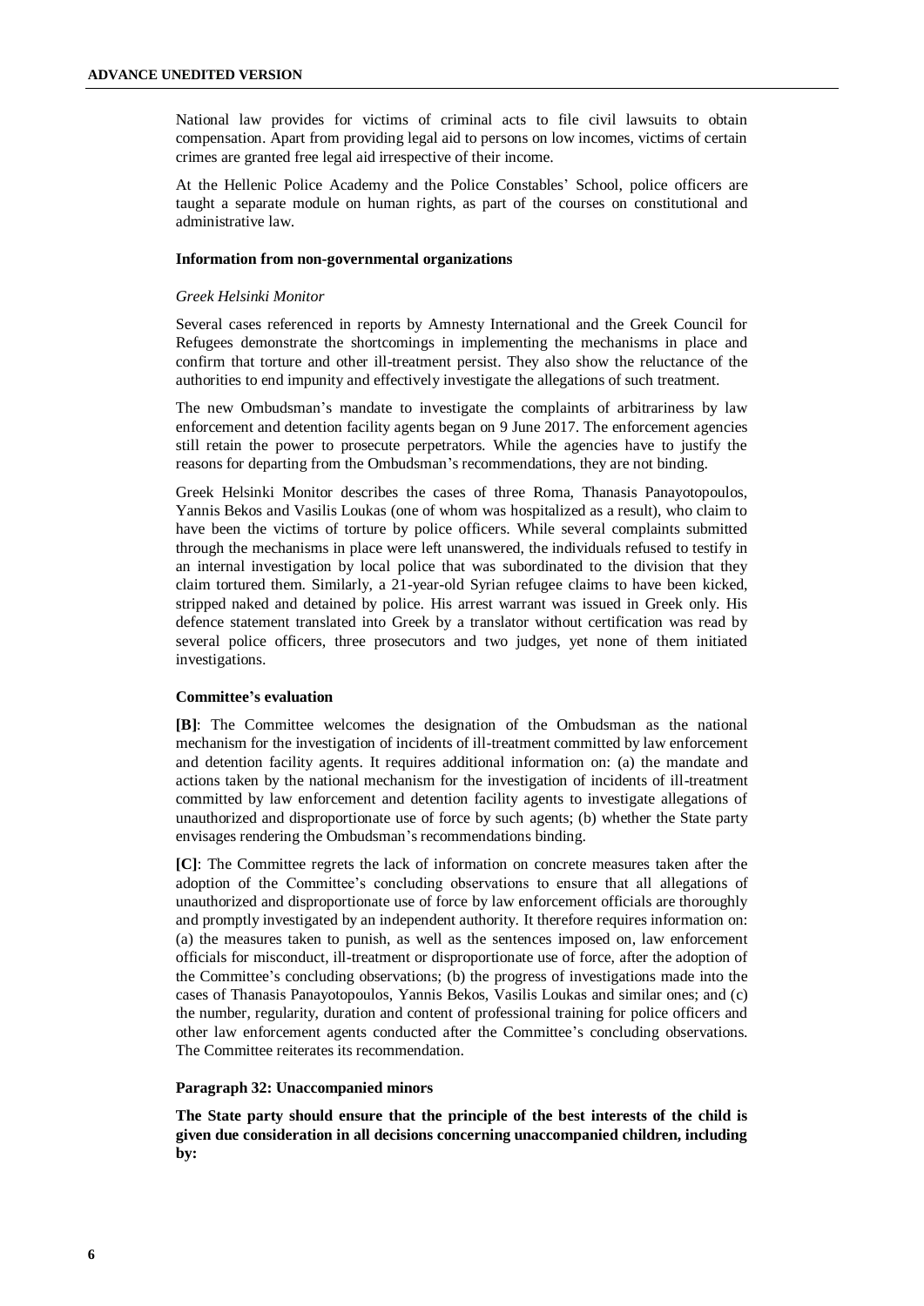National law provides for victims of criminal acts to file civil lawsuits to obtain compensation. Apart from providing legal aid to persons on low incomes, victims of certain crimes are granted free legal aid irrespective of their income.

At the Hellenic Police Academy and the Police Constables' School, police officers are taught a separate module on human rights, as part of the courses on constitutional and administrative law.

**Information from non-governmental organizations**

*Greek Helsinki Monitor*

Several cases referenced in reports by Amnesty International and the Greek Council for Refugees demonstrate the shortcomings in implementing the mechanisms in place and confirm that torture and other ill-treatment persist. They also show the reluctance of the authorities to end impunity and effectively investigate the allegations of such treatment.

The new Ombudsman's mandate to investigate the complaints of arbitrariness by law enforcement and detention facility agents began on 9 June 2017. The enforcement agencies still retain the power to prosecute perpetrators. While the agencies have to justify the reasons for departing from the Ombudsman's recommendations, they are not binding.

Greek Helsinki Monitor describes the cases of three Roma, Thanasis Panayotopoulos, Yannis Bekos and Vasilis Loukas (one of whom was hospitalized as a result), who claim to have been the victims of torture by police officers. While several complaints submitted through the mechanisms in place were left unanswered, the individuals refused to testify in an internal investigation by local police that was subordinated to the division that they claim tortured them. Similarly, a 21-year-old Syrian refugee claims to have been kicked, stripped naked and detained by police. His arrest warrant was issued in Greek only. His defence statement translated into Greek by a translator without certification was read by several police officers, three prosecutors and two judges, yet none of them initiated investigations.

**Committee's evaluation**

**[B]**: The Committee welcomes the designation of the Ombudsman as the national mechanism for the investigation of incidents of ill-treatment committed by law enforcement and detention facility agents. It requires additional information on: (a) the mandate and actions taken by the national mechanism for the investigation of incidents of ill-treatment committed by law enforcement and detention facility agents to investigate allegations of unauthorized and disproportionate use of force by such agents; (b) whether the State party envisages rendering the Ombudsman's recommendations binding.

**[C]**: The Committee regrets the lack of information on concrete measures taken after the adoption of the Committee's concluding observations to ensure that all allegations of unauthorized and disproportionate use of force by law enforcement officials are thoroughly and promptly investigated by an independent authority. It therefore requires information on: (a) the measures taken to punish, as well as the sentences imposed on, law enforcement officials for misconduct, ill-treatment or disproportionate use of force, after the adoption of the Committee's concluding observations; (b) the progress of investigations made into the cases of Thanasis Panayotopoulos, Yannis Bekos, Vasilis Loukas and similar ones; and (c) the number, regularity, duration and content of professional training for police officers and other law enforcement agents conducted after the Committee's concluding observations. The Committee reiterates its recommendation.

**Paragraph 32: Unaccompanied minors**

**The State party should ensure that the principle of the best interests of the child is given due consideration in all decisions concerning unaccompanied children, including by:**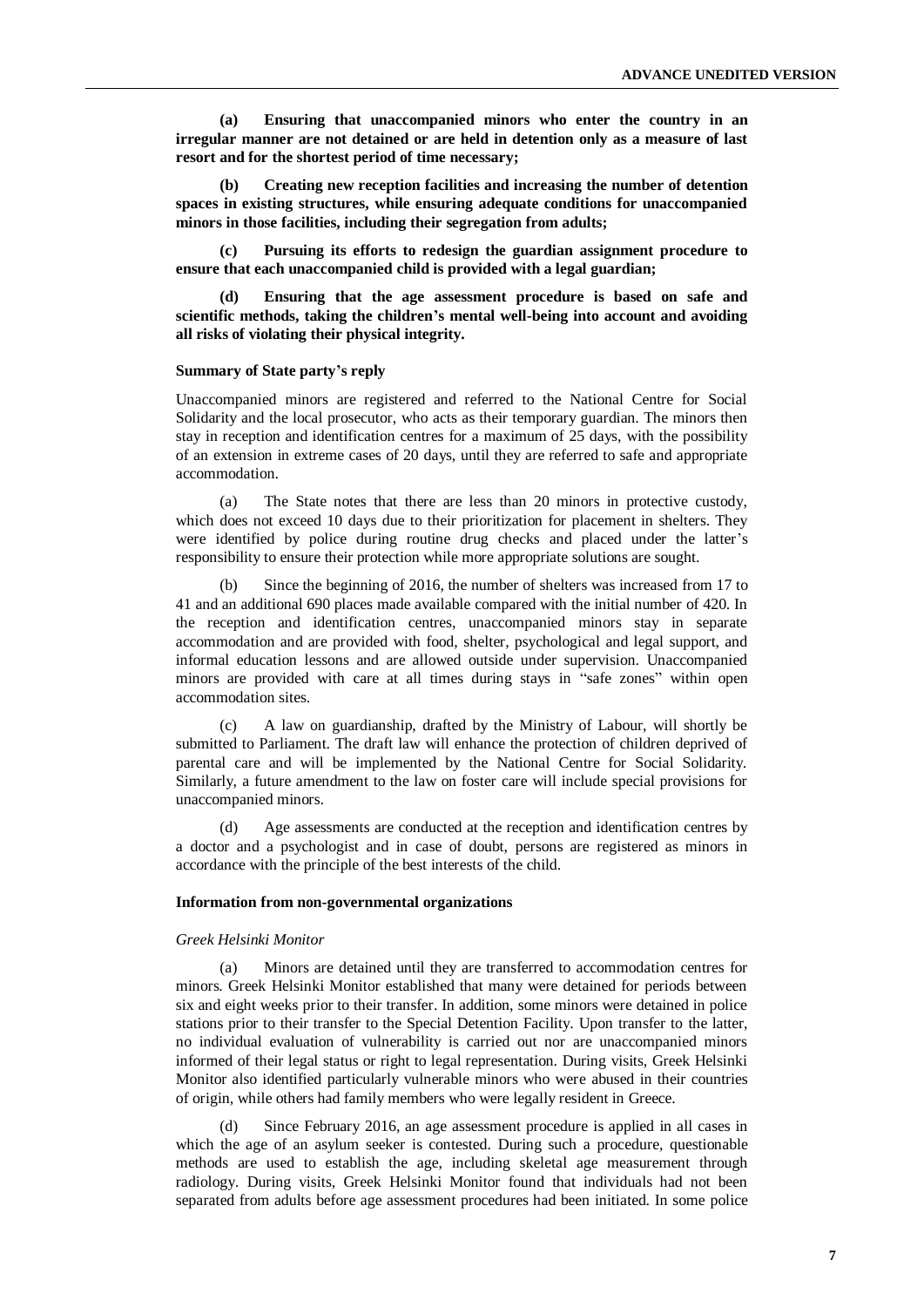**(a) Ensuring that unaccompanied minors who enter the country in an irregular manner are not detained or are held in detention only as a measure of last resort and for the shortest period of time necessary;**

**(b) Creating new reception facilities and increasing the number of detention spaces in existing structures, while ensuring adequate conditions for unaccompanied minors in those facilities, including their segregation from adults;**

**(c) Pursuing its efforts to redesign the guardian assignment procedure to ensure that each unaccompanied child is provided with a legal guardian;**

**(d) Ensuring that the age assessment procedure is based on safe and scientific methods, taking the children's mental well-being into account and avoiding all risks of violating their physical integrity.**

#### Summary of State party's reply

Unaccompanied minors are registered and referred to the National Centre for Social Solidarity and the local prosecutor, who acts as their temporary guardian. The minors then stay in reception and identification centres for a maximum of 25 days, with the possibility of an extension in extreme cases of 20 days, until they are referred to safe and appropriate accommodation.

(a) The State notes that there are less than 20 minors in protective custody, which does not exceed 10 days due to their prioritization for placement in shelters. They were identified by police during routine drug checks and placed under the latter's responsibility to ensure their protection while more appropriate solutions are sought.

(b) Since the beginning of 2016, the number of shelters was increased from 17 to 41 and an additional 690 places made available compared with the initial number of 420. In the reception and identification centres, unaccompanied minors stay in separate accommodation and are provided with food, shelter, psychological and legal support, and informal education lessons and are allowed outside under supervision. Unaccompanied minors are provided with care at all times during stays in "safe zones" within open accommodation sites.

(c) A law on guardianship, drafted by the Ministry of Labour, will shortly be submitted to Parliament. The draft law will enhance the protection of children deprived of parental care and will be implemented by the National Centre for Social Solidarity. Similarly, a future amendment to the law on foster care will include special provisions for unaccompanied minors.

(d) Age assessments are conducted at the reception and identification centres by a doctor and a psychologist and in case of doubt, persons are registered as minors in accordance with the principle of the best interests of the child.

#### Information from non-governmental organizations

*Greek Helsinki Monitor*

(a) Minors are detained until they are transferred to accommodation centres for minors. Greek Helsinki Monitor established that many were detained for periods between six and eight weeks prior to their transfer. In addition, some minors were detained in police stations prior to their transfer to the Special Detention Facility. Upon transfer to the latter, no individual evaluation of vulnerability is carried out nor are unaccompanied minors informed of their legal status or right to legal representation. During visits, Greek Helsinki Monitor also identified particularly vulnerable minors who were abused in their countries of origin, while others had family members who were legally resident in Greece.

(d) Since February 2016, an age assessment procedure is applied in all cases in which the age of an asylum seeker is contested. During such a procedure, questionable methods are used to establish the age, including skeletal age measurement through radiology. During visits, Greek Helsinki Monitor found that individuals had not been separated from adults before age assessment procedures had been initiated. In some police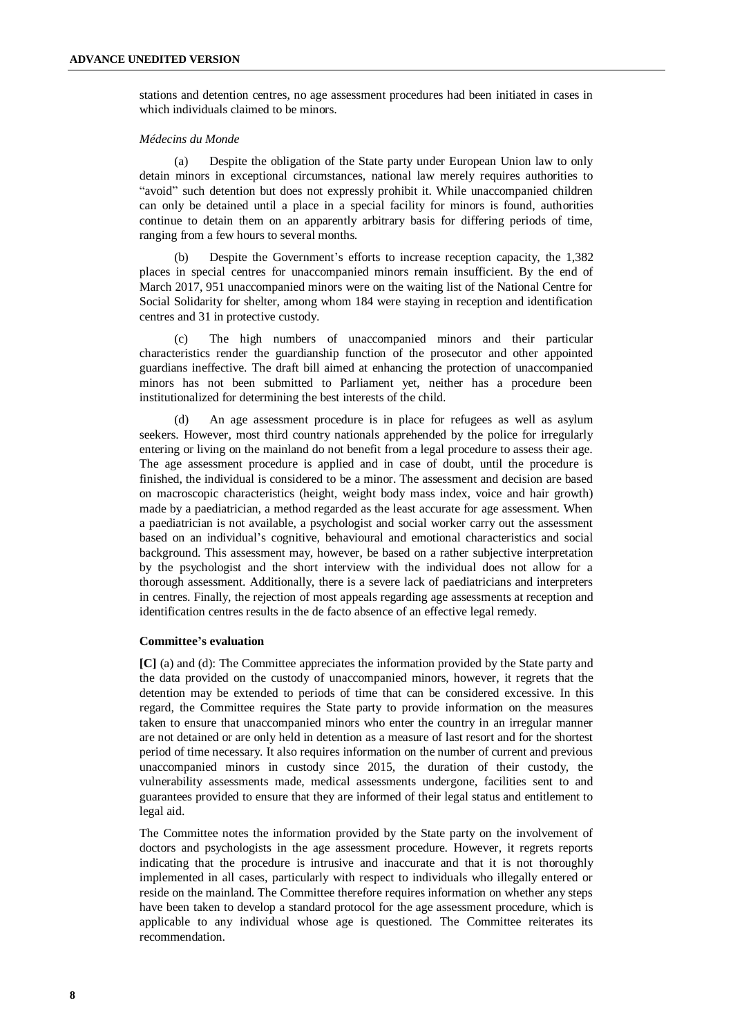stations and detention centres, no age assessment procedures had been initiated in cases in which individuals claimed to be minors.

*Médecins du Monde*

(a) Despite the obligation of the State party under European Union law to only detain minors in exceptional circumstances, national law merely requires authorities to "avoid" such detention but does not expressly prohibit it. While unaccompanied children can only be detained until a place in a special facility for minors is found, authorities continue to detain them on an apparently arbitrary basis for differing periods of time, ranging from a few hours to several months.

(b) Despite the Government's efforts to increase reception capacity, the 1,382 places in special centres for unaccompanied minors remain insufficient. By the end of March 2017, 951 unaccompanied minors were on the waiting list of the National Centre for Social Solidarity for shelter, among whom 184 were staying in reception and identification centres and 31 in protective custody.

(c) The high numbers of unaccompanied minors and their particular characteristics render the guardianship function of the prosecutor and other appointed guardians ineffective. The draft bill aimed at enhancing the protection of unaccompanied minors has not been submitted to Parliament yet, neither has a procedure been institutionalized for determining the best interests of the child.

(d) An age assessment procedure is in place for refugees as well as asylum seekers. However, most third country nationals apprehended by the police for irregularly entering or living on the mainland do not benefit from a legal procedure to assess their age. The age assessment procedure is applied and in case of doubt, until the procedure is finished, the individual is considered to be a minor. The assessment and decision are based on macroscopic characteristics (height, weight body mass index, voice and hair growth) made by a paediatrician, a method regarded as the least accurate for age assessment. When a paediatrician is not available, a psychologist and social worker carry out the assessment based on an individual's cognitive, behavioural and emotional characteristics and social background. This assessment may, however, be based on a rather subjective interpretation by the psychologist and the short interview with the individual does not allow for a thorough assessment. Additionally, there is a severe lack of paediatricians and interpreters in centres. Finally, the rejection of most appeals regarding age assessments at reception and identification centres results in the de facto absence of an effective legal remedy.

**Committee's evaluation**

**[C]** (a) and (d): The Committee appreciates the information provided by the State party and the data provided on the custody of unaccompanied minors, however, it regrets that the detention may be extended to periods of time that can be considered excessive. In this regard, the Committee requires the State party to provide information on the measures taken to ensure that unaccompanied minors who enter the country in an irregular manner are not detained or are only held in detention as a measure of last resort and for the shortest period of time necessary. It also requires information on the number of current and previous unaccompanied minors in custody since 2015, the duration of their custody, the vulnerability assessments made, medical assessments undergone, facilities sent to and guarantees provided to ensure that they are informed of their legal status and entitlement to legal aid.

The Committee notes the information provided by the State party on the involvement of doctors and psychologists in the age assessment procedure. However, it regrets reports indicating that the procedure is intrusive and inaccurate and that it is not thoroughly implemented in all cases, particularly with respect to individuals who illegally entered or reside on the mainland. The Committee therefore requires information on whether any steps have been taken to develop a standard protocol for the age assessment procedure, which is applicable to any individual whose age is questioned. The Committee reiterates its recommendation.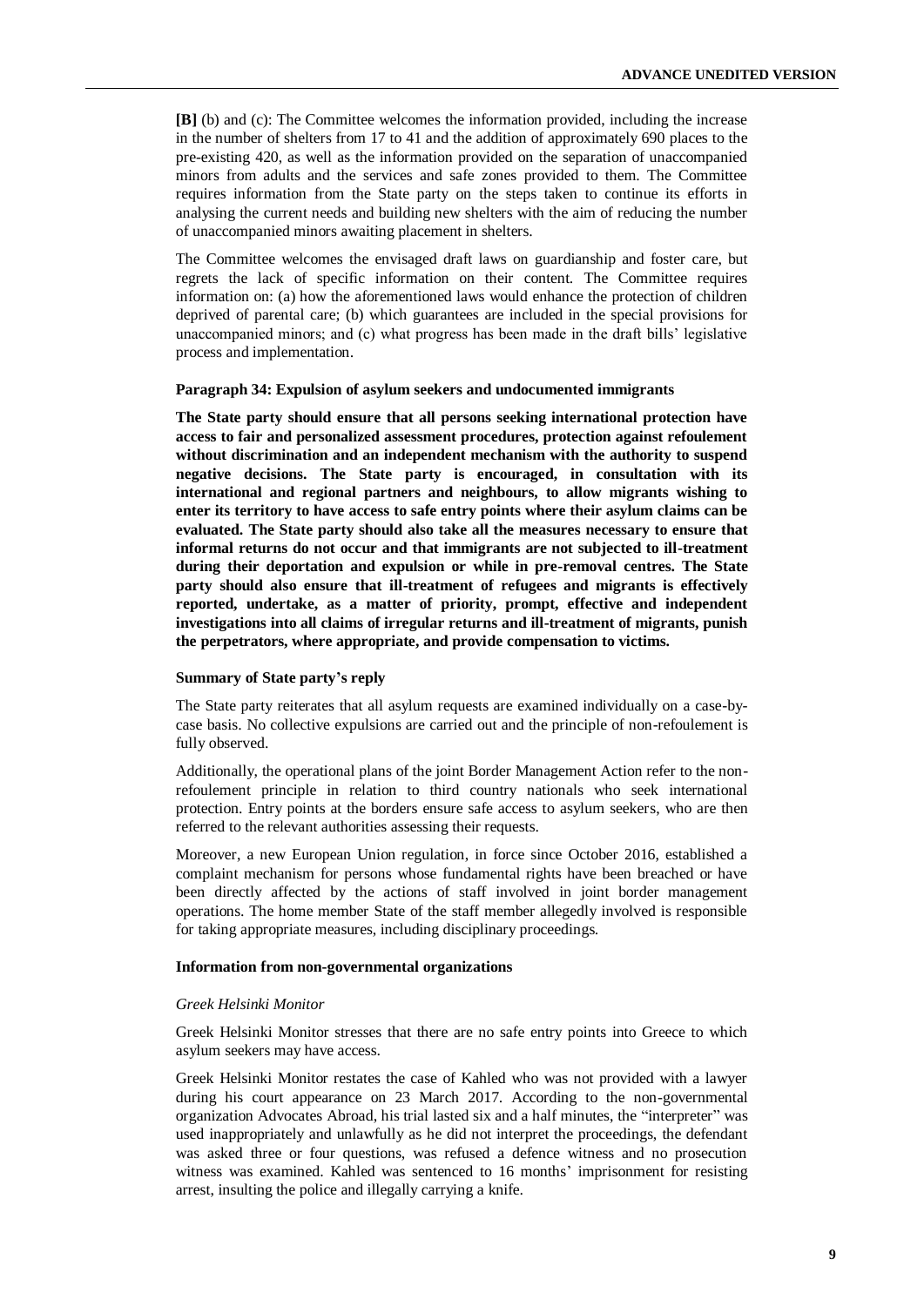**[B]** (b) and (c): The Committee welcomes the information provided, including the increase in the number of shelters from 17 to 41 and the addition of approximately 690 places to the pre-existing 420, as well as the information provided on the separation of unaccompanied minors from adults and the services and safe zones provided to them. The Committee requires information from the State party on the steps taken to continue its efforts in analysing the current needs and building new shelters with the aim of reducing the number of unaccompanied minors awaiting placement in shelters.

The Committee welcomes the envisaged draft laws on guardianship and foster care, but regrets the lack of specific information on their content. The Committee requires information on: (a) how the aforementioned laws would enhance the protection of children deprived of parental care; (b) which guarantees are included in the special provisions for unaccompanied minors; and (c) what progress has been made in the draft bills' legislative process and implementation.

#### Paragraph 34: Expulsion of asylum seekers and undocumented immigrants

**The State party should ensure that all persons seeking international protection have access to fair and personalized assessment procedures, protection against refoulement without discrimination and an independent mechanism with the authority to suspend negative decisions. The State party is encouraged, in consultation with its international and regional partners and neighbours, to allow migrants wishing to enter its territory to have access to safe entry points where their asylum claims can be evaluated. The State party should also take all the measures necessary to ensure that informal returns do not occur and that immigrants are not subjected to ill-treatment during their deportation and expulsion or while in pre-removal centres. The State party should also ensure that ill-treatment of refugees and migrants is effectively reported, undertake, as a matter of priority, prompt, effective and independent investigations into all claims of irregular returns and ill-treatment of migrants, punish the perpetrators, where appropriate, and provide compensation to victims.**

#### Summary of State party's reply

The State party reiterates that all asylum requests are examined individually on a case-by-case basis. No collective expulsions are carried out and the principle of non-refoulement is fully observed.

Additionally, the operational plans of the joint Border Management Action refer to the non-refoulement principle in relation to third country nationals who seek international protection. Entry points at the borders ensure safe access to asylum seekers, who are then referred to the relevant authorities assessing their requests.

Moreover, a new European Union regulation, in force since October 2016, established a complaint mechanism for persons whose fundamental rights have been breached or have been directly affected by the actions of staff involved in joint border management operations. The home member State of the staff member allegedly involved is responsible for taking appropriate measures, including disciplinary proceedings.

#### Information from non-governmental organizations

*Greek Helsinki Monitor*

Greek Helsinki Monitor stresses that there are no safe entry points into Greece to which asylum seekers may have access.

Greek Helsinki Monitor restates the case of Kahled who was not provided with a lawyer during his court appearance on 23 March 2017. According to the non-governmental organization Advocates Abroad, his trial lasted six and a half minutes, the "interpreter" was used inappropriately and unlawfully as he did not interpret the proceedings, the defendant was asked three or four questions, was refused a defence witness and no prosecution witness was examined. Kahled was sentenced to 16 months' imprisonment for resisting arrest, insulting the police and illegally carrying a knife.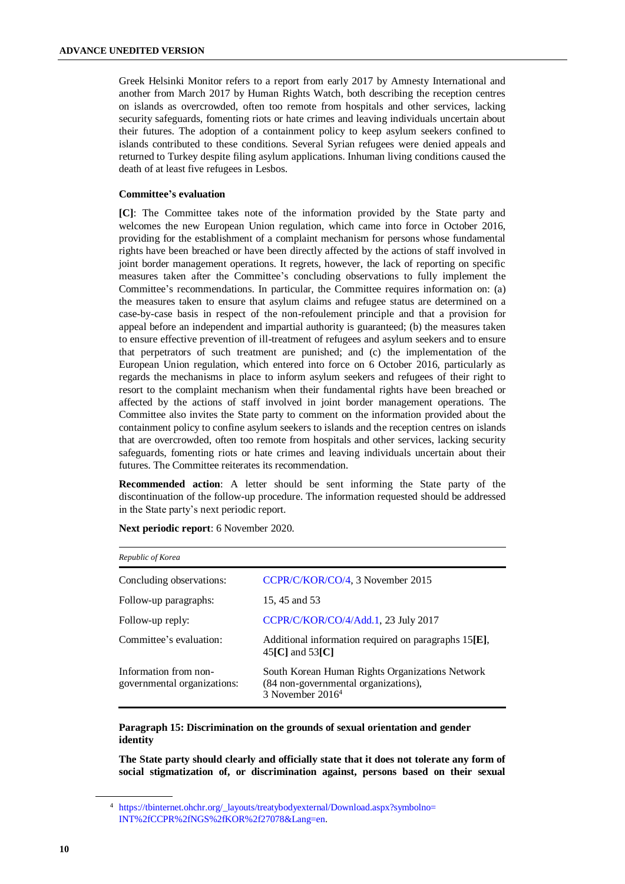Greek Helsinki Monitor refers to a report from early 2017 by Amnesty International and another from March 2017 by Human Rights Watch, both describing the reception centres on islands as overcrowded, often too remote from hospitals and other services, lacking security safeguards, fomenting riots or hate crimes and leaving individuals uncertain about their futures. The adoption of a containment policy to keep asylum seekers confined to islands contributed to these conditions. Several Syrian refugees were denied appeals and returned to Turkey despite filing asylum applications. Inhuman living conditions caused the death of at least five refugees in Lesbos.

**Committee's evaluation**

**[C]**: The Committee takes note of the information provided by the State party and welcomes the new European Union regulation, which came into force in October 2016, providing for the establishment of a complaint mechanism for persons whose fundamental rights have been breached or have been directly affected by the actions of staff involved in joint border management operations. It regrets, however, the lack of reporting on specific measures taken after the Committee's concluding observations to fully implement the Committee's recommendations. In particular, the Committee requires information on: (a) the measures taken to ensure that asylum claims and refugee status are determined on a case-by-case basis in respect of the non-refoulement principle and that a provision for appeal before an independent and impartial authority is guaranteed; (b) the measures taken to ensure effective prevention of ill-treatment of refugees and asylum seekers and to ensure that perpetrators of such treatment are punished; and (c) the implementation of the European Union regulation, which entered into force on 6 October 2016, particularly as regards the mechanisms in place to inform asylum seekers and refugees of their right to resort to the complaint mechanism when their fundamental rights have been breached or affected by the actions of staff involved in joint border management operations. The Committee also invites the State party to comment on the information provided about the containment policy to confine asylum seekers to islands and the reception centres on islands that are overcrowded, often too remote from hospitals and other services, lacking security safeguards, fomenting riots or hate crimes and leaving individuals uncertain about their futures. The Committee reiterates its recommendation.

**Recommended action**: A letter should be sent informing the State party of the discontinuation of the follow-up procedure. The information requested should be addressed in the State party's next periodic report.

**Next periodic report**: 6 November 2020.

| *Republic of Korea* | |
|---|---|
| Concluding observations: | CCPR/C/KOR/CO/4, 3 November 2015 |
| Follow-up paragraphs: | 15, 45 and 53 |
| Follow-up reply: | CCPR/C/KOR/CO/4/Add.1, 23 July 2017 |
| Committee's evaluation: | Additional information required on paragraphs 15**[E]**, 45**[C]** and 53**[C]** |
| Information from non-governmental organizations: | South Korean Human Rights Organizations Network (84 non-governmental organizations), 3 November 2016[4] |

**Paragraph 15: Discrimination on the grounds of sexual orientation and gender identity**

**The State party should clearly and officially state that it does not tolerate any form of social stigmatization of, or discrimination against, persons based on their sexual**

[4] https://tbinternet.ohchr.org/_layouts/treatybodyexternal/Download.aspx?symbolno=INT%2fCCPR%2fNGS%2fKOR%2f27078&Lang=en.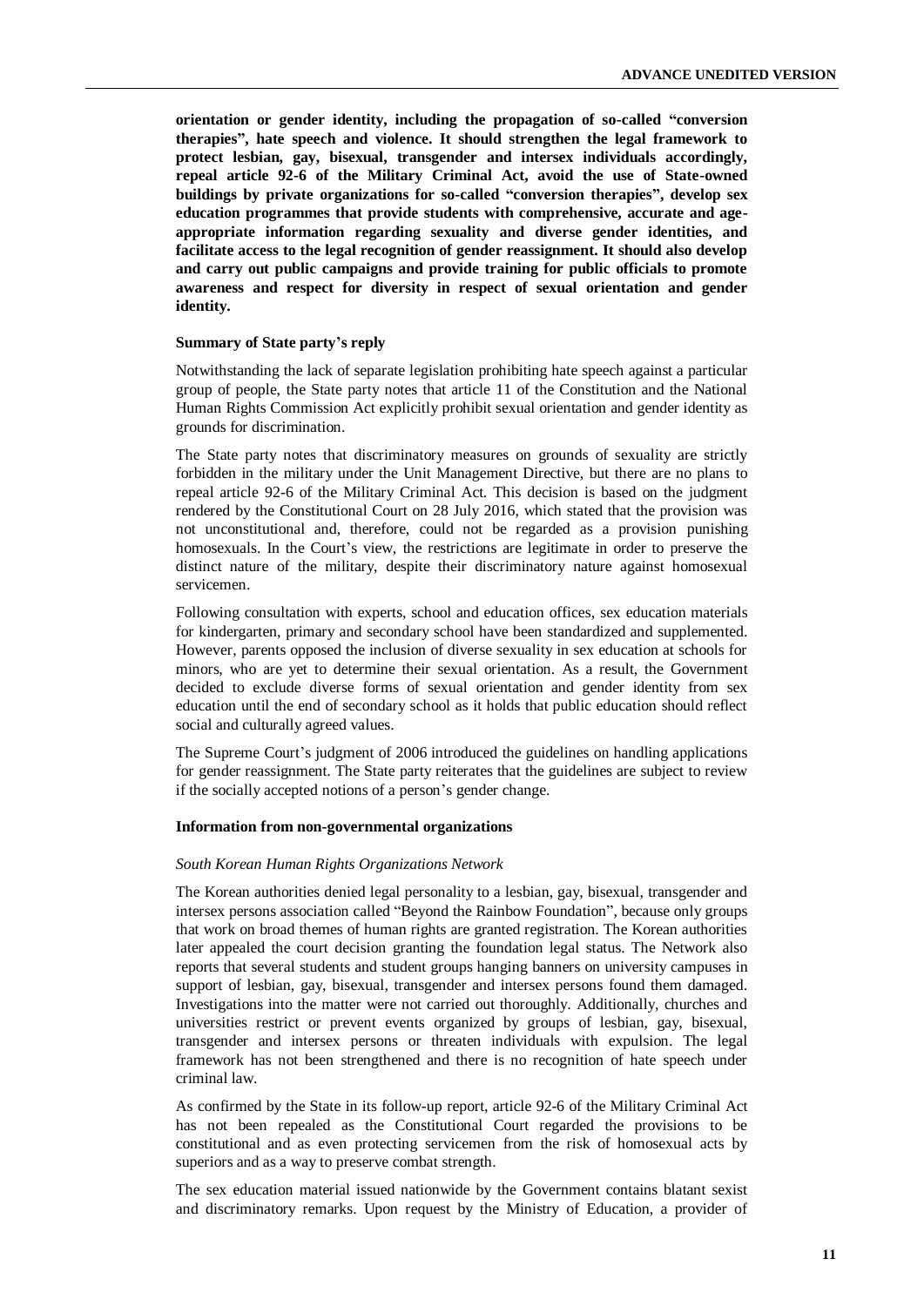**orientation or gender identity, including the propagation of so-called "conversion therapies", hate speech and violence. It should strengthen the legal framework to protect lesbian, gay, bisexual, transgender and intersex individuals accordingly, repeal article 92-6 of the Military Criminal Act, avoid the use of State-owned buildings by private organizations for so-called "conversion therapies", develop sex education programmes that provide students with comprehensive, accurate and age-appropriate information regarding sexuality and diverse gender identities, and facilitate access to the legal recognition of gender reassignment. It should also develop and carry out public campaigns and provide training for public officials to promote awareness and respect for diversity in respect of sexual orientation and gender identity.**

#### Summary of State party's reply

Notwithstanding the lack of separate legislation prohibiting hate speech against a particular group of people, the State party notes that article 11 of the Constitution and the National Human Rights Commission Act explicitly prohibit sexual orientation and gender identity as grounds for discrimination.

The State party notes that discriminatory measures on grounds of sexuality are strictly forbidden in the military under the Unit Management Directive, but there are no plans to repeal article 92-6 of the Military Criminal Act. This decision is based on the judgment rendered by the Constitutional Court on 28 July 2016, which stated that the provision was not unconstitutional and, therefore, could not be regarded as a provision punishing homosexuals. In the Court's view, the restrictions are legitimate in order to preserve the distinct nature of the military, despite their discriminatory nature against homosexual servicemen.

Following consultation with experts, school and education offices, sex education materials for kindergarten, primary and secondary school have been standardized and supplemented. However, parents opposed the inclusion of diverse sexuality in sex education at schools for minors, who are yet to determine their sexual orientation. As a result, the Government decided to exclude diverse forms of sexual orientation and gender identity from sex education until the end of secondary school as it holds that public education should reflect social and culturally agreed values.

The Supreme Court's judgment of 2006 introduced the guidelines on handling applications for gender reassignment. The State party reiterates that the guidelines are subject to review if the socially accepted notions of a person's gender change.

#### Information from non-governmental organizations

*South Korean Human Rights Organizations Network*

The Korean authorities denied legal personality to a lesbian, gay, bisexual, transgender and intersex persons association called "Beyond the Rainbow Foundation", because only groups that work on broad themes of human rights are granted registration. The Korean authorities later appealed the court decision granting the foundation legal status. The Network also reports that several students and student groups hanging banners on university campuses in support of lesbian, gay, bisexual, transgender and intersex persons found them damaged. Investigations into the matter were not carried out thoroughly. Additionally, churches and universities restrict or prevent events organized by groups of lesbian, gay, bisexual, transgender and intersex persons or threaten individuals with expulsion. The legal framework has not been strengthened and there is no recognition of hate speech under criminal law.

As confirmed by the State in its follow-up report, article 92-6 of the Military Criminal Act has not been repealed as the Constitutional Court regarded the provisions to be constitutional and as even protecting servicemen from the risk of homosexual acts by superiors and as a way to preserve combat strength.

The sex education material issued nationwide by the Government contains blatant sexist and discriminatory remarks. Upon request by the Ministry of Education, a provider of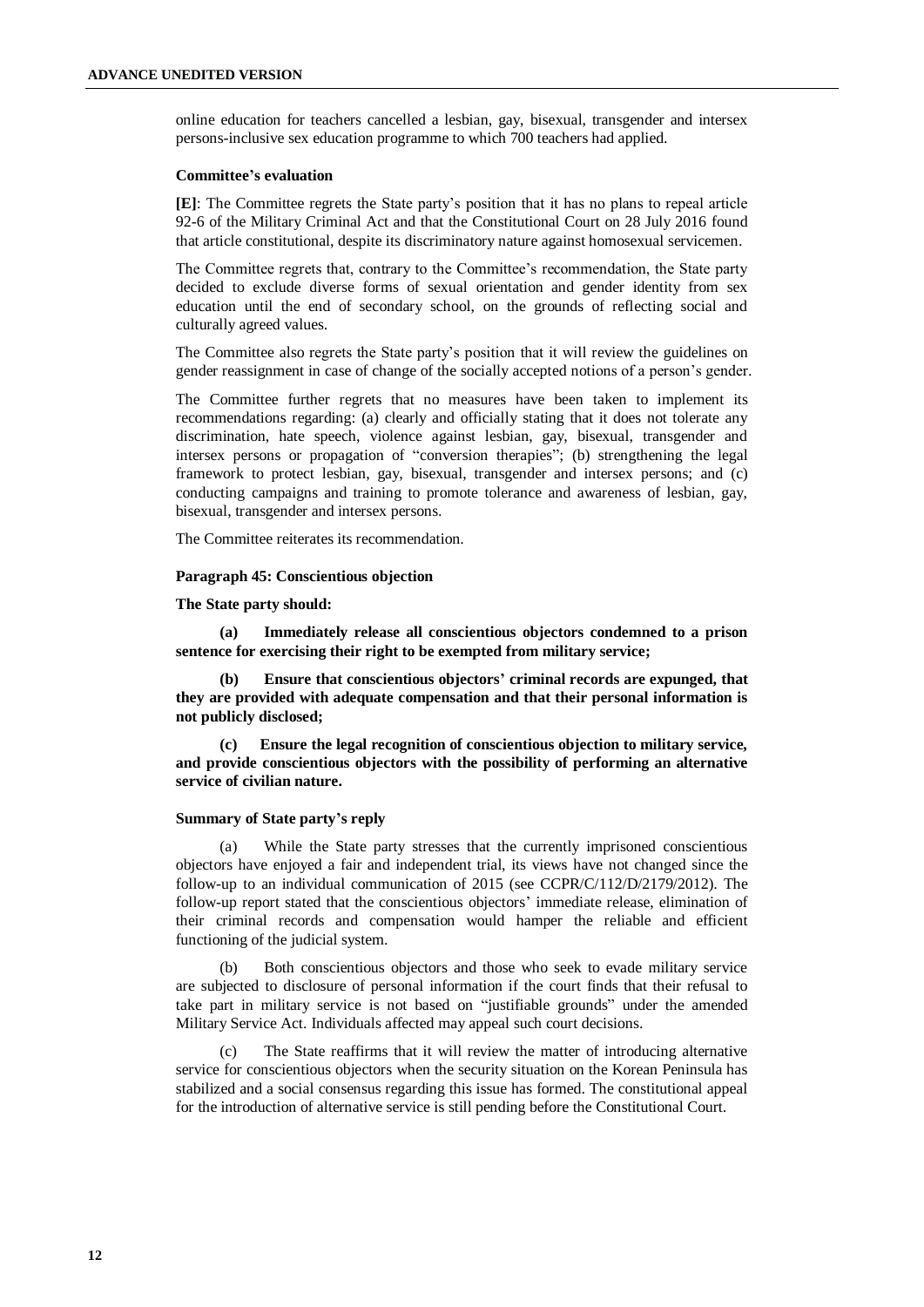online education for teachers cancelled a lesbian, gay, bisexual, transgender and intersex persons-inclusive sex education programme to which 700 teachers had applied.

**Committee's evaluation**

**[E]**: The Committee regrets the State party's position that it has no plans to repeal article 92-6 of the Military Criminal Act and that the Constitutional Court on 28 July 2016 found that article constitutional, despite its discriminatory nature against homosexual servicemen.

The Committee regrets that, contrary to the Committee's recommendation, the State party decided to exclude diverse forms of sexual orientation and gender identity from sex education until the end of secondary school, on the grounds of reflecting social and culturally agreed values.

The Committee also regrets the State party's position that it will review the guidelines on gender reassignment in case of change of the socially accepted notions of a person's gender.

The Committee further regrets that no measures have been taken to implement its recommendations regarding: (a) clearly and officially stating that it does not tolerate any discrimination, hate speech, violence against lesbian, gay, bisexual, transgender and intersex persons or propagation of "conversion therapies"; (b) strengthening the legal framework to protect lesbian, gay, bisexual, transgender and intersex persons; and (c) conducting campaigns and training to promote tolerance and awareness of lesbian, gay, bisexual, transgender and intersex persons.

The Committee reiterates its recommendation.

**Paragraph 45: Conscientious objection**

**The State party should:**

**(a) Immediately release all conscientious objectors condemned to a prison sentence for exercising their right to be exempted from military service;**

**(b) Ensure that conscientious objectors' criminal records are expunged, that they are provided with adequate compensation and that their personal information is not publicly disclosed;**

**(c) Ensure the legal recognition of conscientious objection to military service, and provide conscientious objectors with the possibility of performing an alternative service of civilian nature.**

**Summary of State party's reply**

(a) While the State party stresses that the currently imprisoned conscientious objectors have enjoyed a fair and independent trial, its views have not changed since the follow-up to an individual communication of 2015 (see CCPR/C/112/D/2179/2012). The follow-up report stated that the conscientious objectors' immediate release, elimination of their criminal records and compensation would hamper the reliable and efficient functioning of the judicial system.

(b) Both conscientious objectors and those who seek to evade military service are subjected to disclosure of personal information if the court finds that their refusal to take part in military service is not based on "justifiable grounds" under the amended Military Service Act. Individuals affected may appeal such court decisions.

(c) The State reaffirms that it will review the matter of introducing alternative service for conscientious objectors when the security situation on the Korean Peninsula has stabilized and a social consensus regarding this issue has formed. The constitutional appeal for the introduction of alternative service is still pending before the Constitutional Court.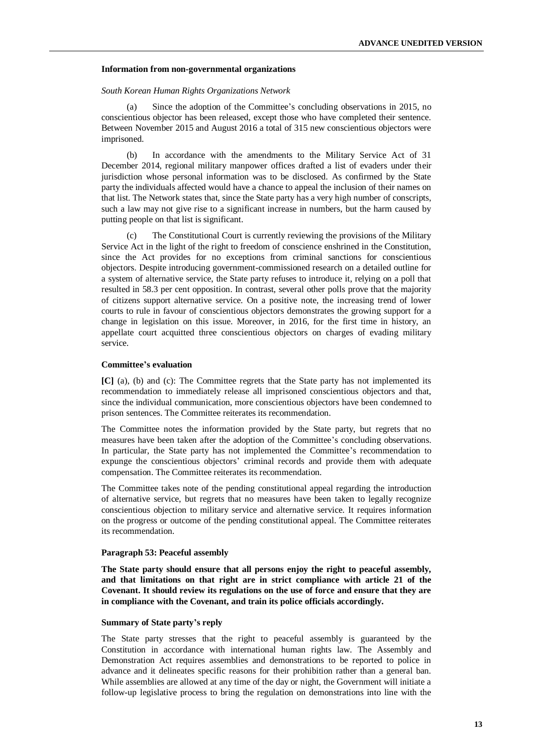**Information from non-governmental organizations**

*South Korean Human Rights Organizations Network*

(a) Since the adoption of the Committee's concluding observations in 2015, no conscientious objector has been released, except those who have completed their sentence. Between November 2015 and August 2016 a total of 315 new conscientious objectors were imprisoned.

(b) In accordance with the amendments to the Military Service Act of 31 December 2014, regional military manpower offices drafted a list of evaders under their jurisdiction whose personal information was to be disclosed. As confirmed by the State party the individuals affected would have a chance to appeal the inclusion of their names on that list. The Network states that, since the State party has a very high number of conscripts, such a law may not give rise to a significant increase in numbers, but the harm caused by putting people on that list is significant.

(c) The Constitutional Court is currently reviewing the provisions of the Military Service Act in the light of the right to freedom of conscience enshrined in the Constitution, since the Act provides for no exceptions from criminal sanctions for conscientious objectors. Despite introducing government-commissioned research on a detailed outline for a system of alternative service, the State party refuses to introduce it, relying on a poll that resulted in 58.3 per cent opposition. In contrast, several other polls prove that the majority of citizens support alternative service. On a positive note, the increasing trend of lower courts to rule in favour of conscientious objectors demonstrates the growing support for a change in legislation on this issue. Moreover, in 2016, for the first time in history, an appellate court acquitted three conscientious objectors on charges of evading military service.

**Committee's evaluation**

**[C]** (a), (b) and (c): The Committee regrets that the State party has not implemented its recommendation to immediately release all imprisoned conscientious objectors and that, since the individual communication, more conscientious objectors have been condemned to prison sentences. The Committee reiterates its recommendation.

The Committee notes the information provided by the State party, but regrets that no measures have been taken after the adoption of the Committee's concluding observations. In particular, the State party has not implemented the Committee's recommendation to expunge the conscientious objectors' criminal records and provide them with adequate compensation. The Committee reiterates its recommendation.

The Committee takes note of the pending constitutional appeal regarding the introduction of alternative service, but regrets that no measures have been taken to legally recognize conscientious objection to military service and alternative service. It requires information on the progress or outcome of the pending constitutional appeal. The Committee reiterates its recommendation.

**Paragraph 53: Peaceful assembly**

**The State party should ensure that all persons enjoy the right to peaceful assembly, and that limitations on that right are in strict compliance with article 21 of the Covenant. It should review its regulations on the use of force and ensure that they are in compliance with the Covenant, and train its police officials accordingly.**

**Summary of State party's reply**

The State party stresses that the right to peaceful assembly is guaranteed by the Constitution in accordance with international human rights law. The Assembly and Demonstration Act requires assemblies and demonstrations to be reported to police in advance and it delineates specific reasons for their prohibition rather than a general ban. While assemblies are allowed at any time of the day or night, the Government will initiate a follow-up legislative process to bring the regulation on demonstrations into line with the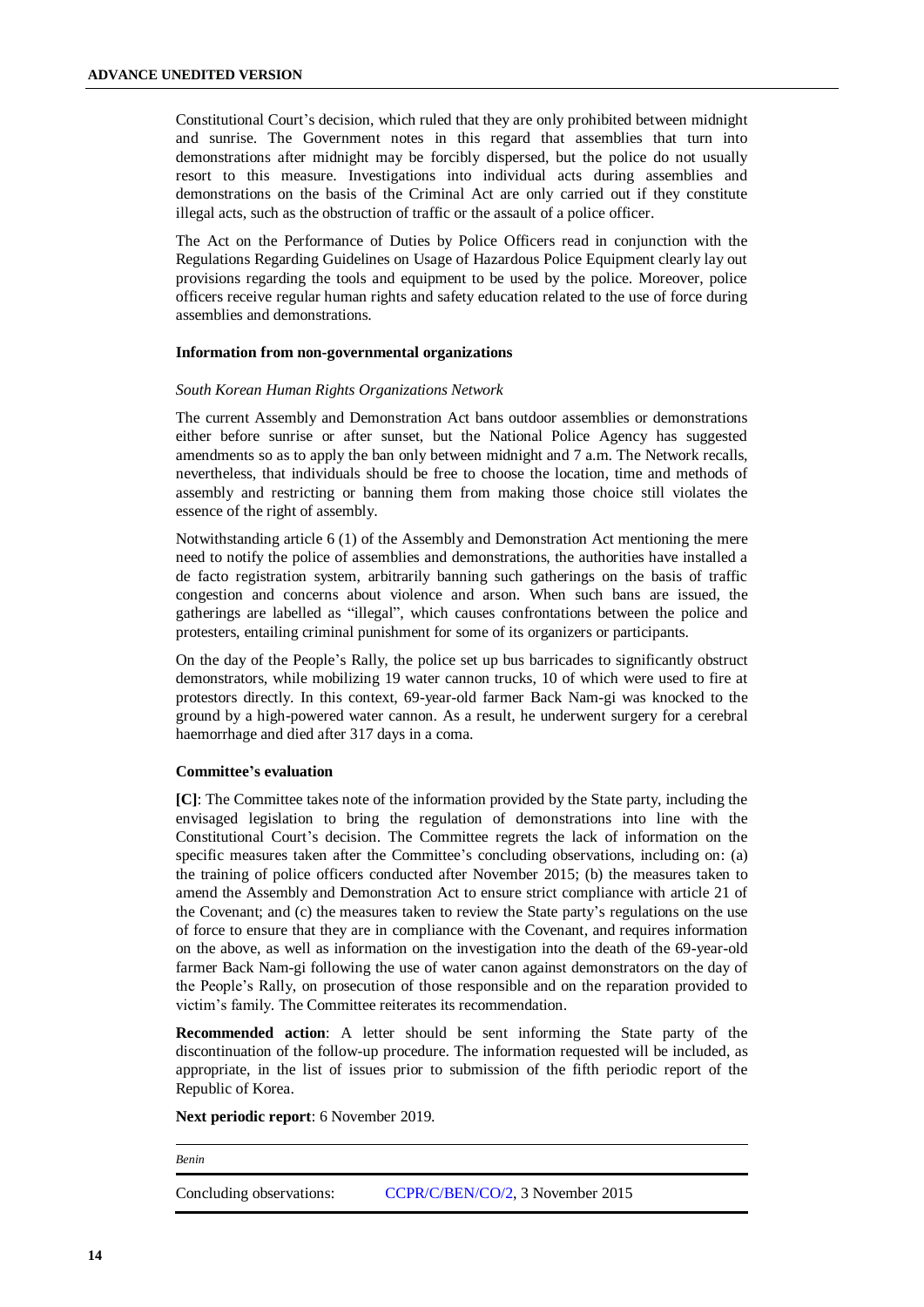Constitutional Court's decision, which ruled that they are only prohibited between midnight and sunrise. The Government notes in this regard that assemblies that turn into demonstrations after midnight may be forcibly dispersed, but the police do not usually resort to this measure. Investigations into individual acts during assemblies and demonstrations on the basis of the Criminal Act are only carried out if they constitute illegal acts, such as the obstruction of traffic or the assault of a police officer.

The Act on the Performance of Duties by Police Officers read in conjunction with the Regulations Regarding Guidelines on Usage of Hazardous Police Equipment clearly lay out provisions regarding the tools and equipment to be used by the police. Moreover, police officers receive regular human rights and safety education related to the use of force during assemblies and demonstrations.

**Information from non-governmental organizations**

*South Korean Human Rights Organizations Network*

The current Assembly and Demonstration Act bans outdoor assemblies or demonstrations either before sunrise or after sunset, but the National Police Agency has suggested amendments so as to apply the ban only between midnight and 7 a.m. The Network recalls, nevertheless, that individuals should be free to choose the location, time and methods of assembly and restricting or banning them from making those choice still violates the essence of the right of assembly.

Notwithstanding article 6 (1) of the Assembly and Demonstration Act mentioning the mere need to notify the police of assemblies and demonstrations, the authorities have installed a de facto registration system, arbitrarily banning such gatherings on the basis of traffic congestion and concerns about violence and arson. When such bans are issued, the gatherings are labelled as "illegal", which causes confrontations between the police and protesters, entailing criminal punishment for some of its organizers or participants.

On the day of the People's Rally, the police set up bus barricades to significantly obstruct demonstrators, while mobilizing 19 water cannon trucks, 10 of which were used to fire at protestors directly. In this context, 69-year-old farmer Back Nam-gi was knocked to the ground by a high-powered water cannon. As a result, he underwent surgery for a cerebral haemorrhage and died after 317 days in a coma.

**Committee's evaluation**

**[C]**: The Committee takes note of the information provided by the State party, including the envisaged legislation to bring the regulation of demonstrations into line with the Constitutional Court's decision. The Committee regrets the lack of information on the specific measures taken after the Committee's concluding observations, including on: (a) the training of police officers conducted after November 2015; (b) the measures taken to amend the Assembly and Demonstration Act to ensure strict compliance with article 21 of the Covenant; and (c) the measures taken to review the State party's regulations on the use of force to ensure that they are in compliance with the Covenant, and requires information on the above, as well as information on the investigation into the death of the 69-year-old farmer Back Nam-gi following the use of water canon against demonstrators on the day of the People's Rally, on prosecution of those responsible and on the reparation provided to victim's family. The Committee reiterates its recommendation.

**Recommended action**: A letter should be sent informing the State party of the discontinuation of the follow-up procedure. The information requested will be included, as appropriate, in the list of issues prior to submission of the fifth periodic report of the Republic of Korea.

**Next periodic report**: 6 November 2019.

| *Benin* | |
|---|---|
| Concluding observations: | CCPR/C/BEN/CO/2, 3 November 2015 |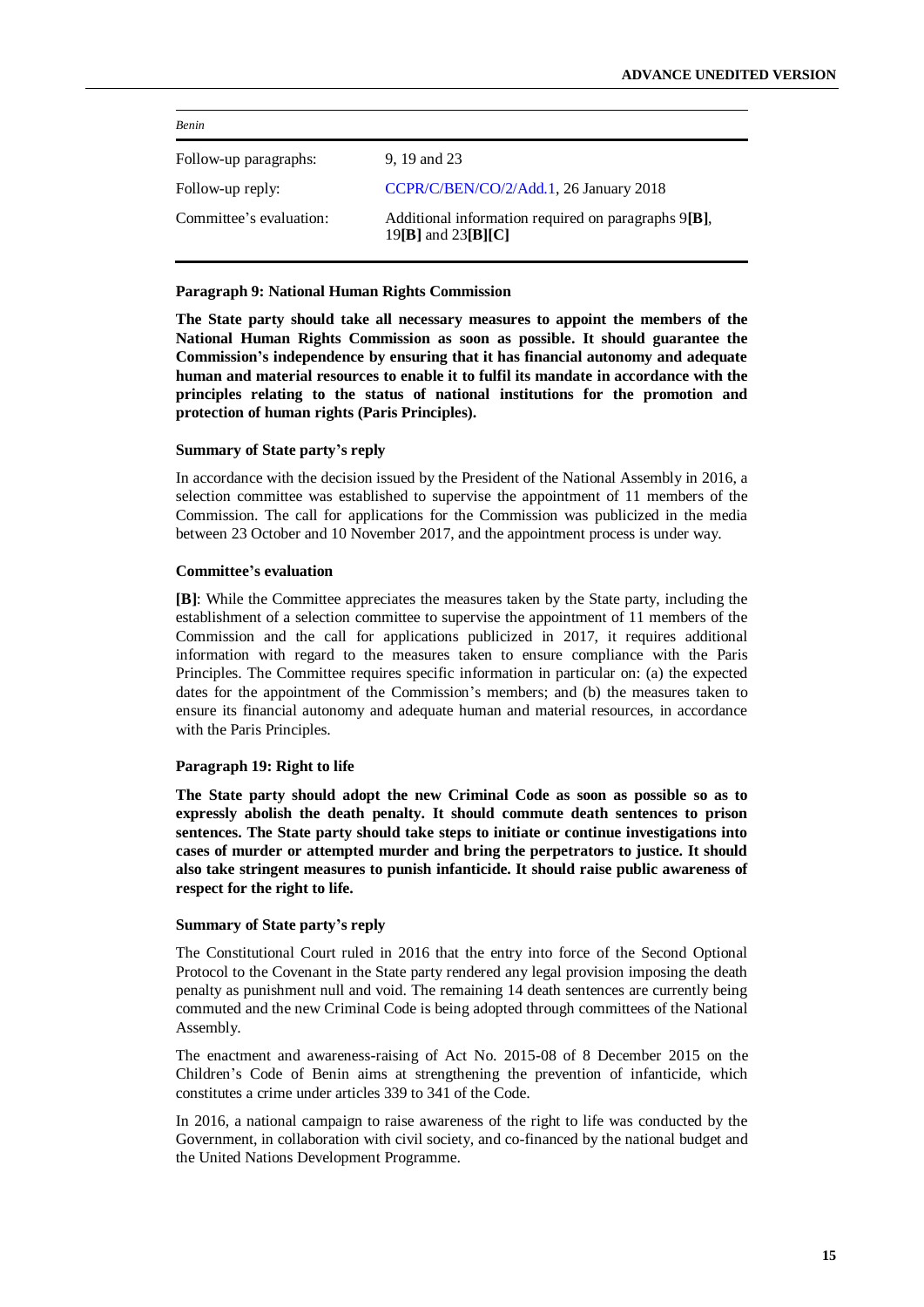| *Benin* | |
|---|---|
| Follow-up paragraphs: | 9, 19 and 23 |
| Follow-up reply: | CCPR/C/BEN/CO/2/Add.1, 26 January 2018 |
| Committee's evaluation: | Additional information required on paragraphs 9**[B]**, 19**[B]** and 23**[B][C]** |

**Paragraph 9: National Human Rights Commission**

**The State party should take all necessary measures to appoint the members of the National Human Rights Commission as soon as possible. It should guarantee the Commission's independence by ensuring that it has financial autonomy and adequate human and material resources to enable it to fulfil its mandate in accordance with the principles relating to the status of national institutions for the promotion and protection of human rights (Paris Principles).**

**Summary of State party's reply**

In accordance with the decision issued by the President of the National Assembly in 2016, a selection committee was established to supervise the appointment of 11 members of the Commission. The call for applications for the Commission was publicized in the media between 23 October and 10 November 2017, and the appointment process is under way.

**Committee's evaluation**

**[B]**: While the Committee appreciates the measures taken by the State party, including the establishment of a selection committee to supervise the appointment of 11 members of the Commission and the call for applications publicized in 2017, it requires additional information with regard to the measures taken to ensure compliance with the Paris Principles. The Committee requires specific information in particular on: (a) the expected dates for the appointment of the Commission's members; and (b) the measures taken to ensure its financial autonomy and adequate human and material resources, in accordance with the Paris Principles.

**Paragraph 19: Right to life**

**The State party should adopt the new Criminal Code as soon as possible so as to expressly abolish the death penalty. It should commute death sentences to prison sentences. The State party should take steps to initiate or continue investigations into cases of murder or attempted murder and bring the perpetrators to justice. It should also take stringent measures to punish infanticide. It should raise public awareness of respect for the right to life.**

**Summary of State party's reply**

The Constitutional Court ruled in 2016 that the entry into force of the Second Optional Protocol to the Covenant in the State party rendered any legal provision imposing the death penalty as punishment null and void. The remaining 14 death sentences are currently being commuted and the new Criminal Code is being adopted through committees of the National Assembly.

The enactment and awareness-raising of Act No. 2015-08 of 8 December 2015 on the Children's Code of Benin aims at strengthening the prevention of infanticide, which constitutes a crime under articles 339 to 341 of the Code.

In 2016, a national campaign to raise awareness of the right to life was conducted by the Government, in collaboration with civil society, and co-financed by the national budget and the United Nations Development Programme.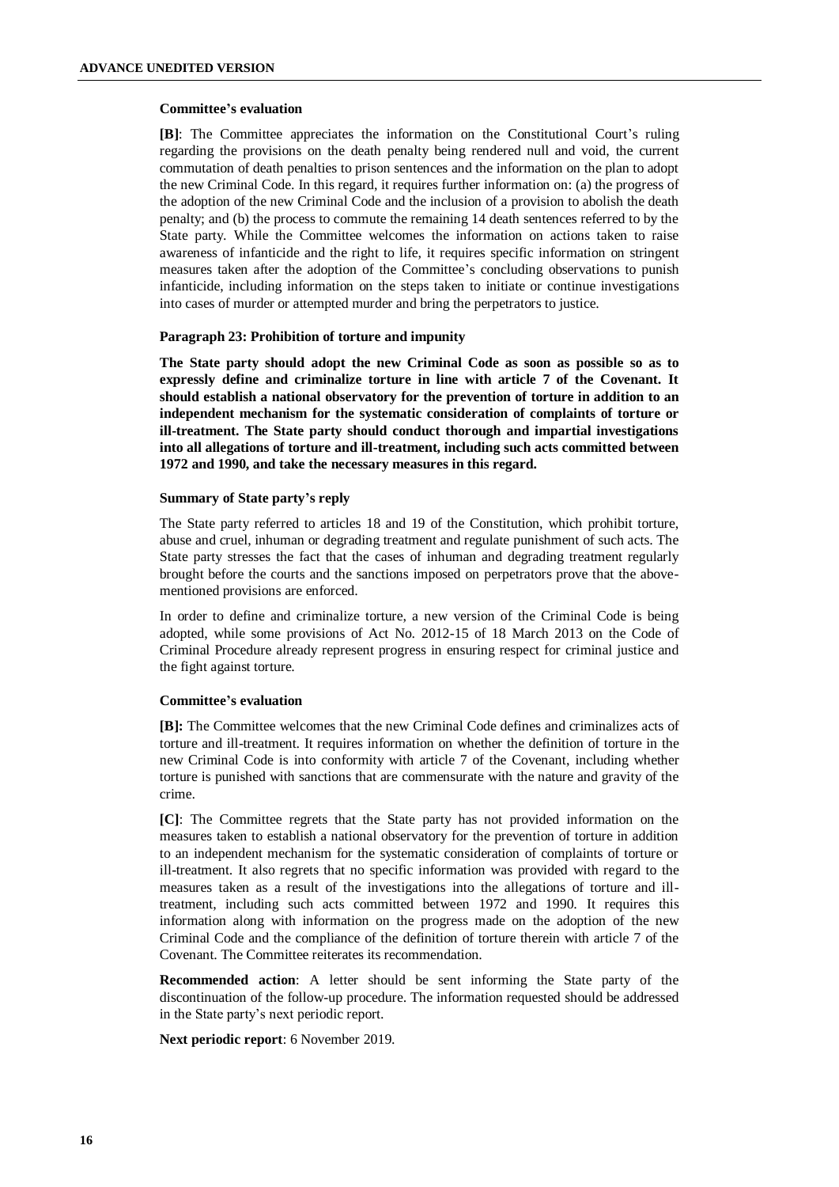#### Committee's evaluation

**[B]**: The Committee appreciates the information on the Constitutional Court's ruling regarding the provisions on the death penalty being rendered null and void, the current commutation of death penalties to prison sentences and the information on the plan to adopt the new Criminal Code. In this regard, it requires further information on: (a) the progress of the adoption of the new Criminal Code and the inclusion of a provision to abolish the death penalty; and (b) the process to commute the remaining 14 death sentences referred to by the State party. While the Committee welcomes the information on actions taken to raise awareness of infanticide and the right to life, it requires specific information on stringent measures taken after the adoption of the Committee's concluding observations to punish infanticide, including information on the steps taken to initiate or continue investigations into cases of murder or attempted murder and bring the perpetrators to justice.

#### Paragraph 23: Prohibition of torture and impunity

**The State party should adopt the new Criminal Code as soon as possible so as to expressly define and criminalize torture in line with article 7 of the Covenant. It should establish a national observatory for the prevention of torture in addition to an independent mechanism for the systematic consideration of complaints of torture or ill-treatment. The State party should conduct thorough and impartial investigations into all allegations of torture and ill-treatment, including such acts committed between 1972 and 1990, and take the necessary measures in this regard.**

#### Summary of State party's reply

The State party referred to articles 18 and 19 of the Constitution, which prohibit torture, abuse and cruel, inhuman or degrading treatment and regulate punishment of such acts. The State party stresses the fact that the cases of inhuman and degrading treatment regularly brought before the courts and the sanctions imposed on perpetrators prove that the above-mentioned provisions are enforced.

In order to define and criminalize torture, a new version of the Criminal Code is being adopted, while some provisions of Act No. 2012-15 of 18 March 2013 on the Code of Criminal Procedure already represent progress in ensuring respect for criminal justice and the fight against torture.

#### Committee's evaluation

**[B]:** The Committee welcomes that the new Criminal Code defines and criminalizes acts of torture and ill-treatment. It requires information on whether the definition of torture in the new Criminal Code is into conformity with article 7 of the Covenant, including whether torture is punished with sanctions that are commensurate with the nature and gravity of the crime.

**[C]**: The Committee regrets that the State party has not provided information on the measures taken to establish a national observatory for the prevention of torture in addition to an independent mechanism for the systematic consideration of complaints of torture or ill-treatment. It also regrets that no specific information was provided with regard to the measures taken as a result of the investigations into the allegations of torture and ill-treatment, including such acts committed between 1972 and 1990. It requires this information along with information on the progress made on the adoption of the new Criminal Code and the compliance of the definition of torture therein with article 7 of the Covenant. The Committee reiterates its recommendation.

**Recommended action**: A letter should be sent informing the State party of the discontinuation of the follow-up procedure. The information requested should be addressed in the State party's next periodic report.

**Next periodic report**: 6 November 2019.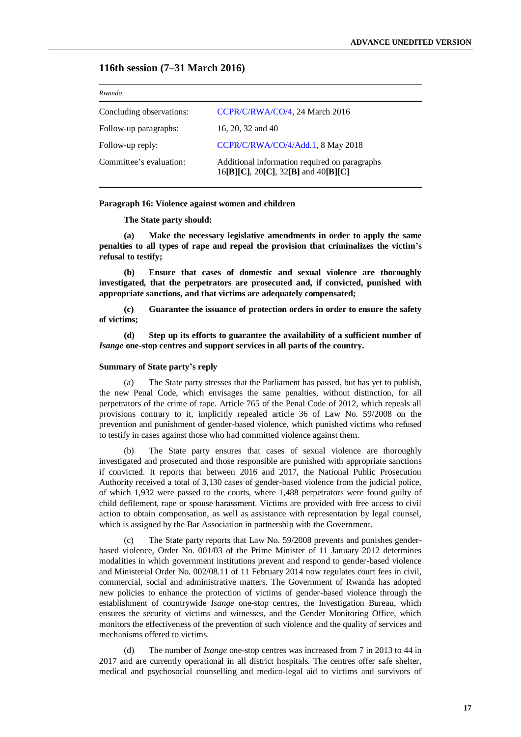## 116th session (7–31 March 2016)

| *Rwanda* | |
|---|---|
| Concluding observations: | CCPR/C/RWA/CO/4, 24 March 2016 |
| Follow-up paragraphs: | 16, 20, 32 and 40 |
| Follow-up reply: | CCPR/C/RWA/CO/4/Add.1, 8 May 2018 |
| Committee's evaluation: | Additional information required on paragraphs 16**[B][C]**, 20**[C]**, 32**[B]** and 40**[B][C]** |

**Paragraph 16: Violence against women and children**

**The State party should:**

**(a) Make the necessary legislative amendments in order to apply the same penalties to all types of rape and repeal the provision that criminalizes the victim's refusal to testify;**

**(b) Ensure that cases of domestic and sexual violence are thoroughly investigated, that the perpetrators are prosecuted and, if convicted, punished with appropriate sanctions, and that victims are adequately compensated;**

**(c) Guarantee the issuance of protection orders in order to ensure the safety of victims;**

**(d) Step up its efforts to guarantee the availability of a sufficient number of** ***Isange*** **one-stop centres and support services in all parts of the country.**

**Summary of State party's reply**

(a) The State party stresses that the Parliament has passed, but has yet to publish, the new Penal Code, which envisages the same penalties, without distinction, for all perpetrators of the crime of rape. Article 765 of the Penal Code of 2012, which repeals all provisions contrary to it, implicitly repealed article 36 of Law No. 59/2008 on the prevention and punishment of gender-based violence, which punished victims who refused to testify in cases against those who had committed violence against them.

(b) The State party ensures that cases of sexual violence are thoroughly investigated and prosecuted and those responsible are punished with appropriate sanctions if convicted. It reports that between 2016 and 2017, the National Public Prosecution Authority received a total of 3,130 cases of gender-based violence from the judicial police, of which 1,932 were passed to the courts, where 1,488 perpetrators were found guilty of child defilement, rape or spouse harassment. Victims are provided with free access to civil action to obtain compensation, as well as assistance with representation by legal counsel, which is assigned by the Bar Association in partnership with the Government.

(c) The State party reports that Law No. 59/2008 prevents and punishes gender-based violence, Order No. 001/03 of the Prime Minister of 11 January 2012 determines modalities in which government institutions prevent and respond to gender-based violence and Ministerial Order No. 002/08.11 of 11 February 2014 now regulates court fees in civil, commercial, social and administrative matters. The Government of Rwanda has adopted new policies to enhance the protection of victims of gender-based violence through the establishment of countrywide *Isange* one-stop centres, the Investigation Bureau, which ensures the security of victims and witnesses, and the Gender Monitoring Office, which monitors the effectiveness of the prevention of such violence and the quality of services and mechanisms offered to victims.

(d) The number of *Isange* one-stop centres was increased from 7 in 2013 to 44 in 2017 and are currently operational in all district hospitals. The centres offer safe shelter, medical and psychosocial counselling and medico-legal aid to victims and survivors of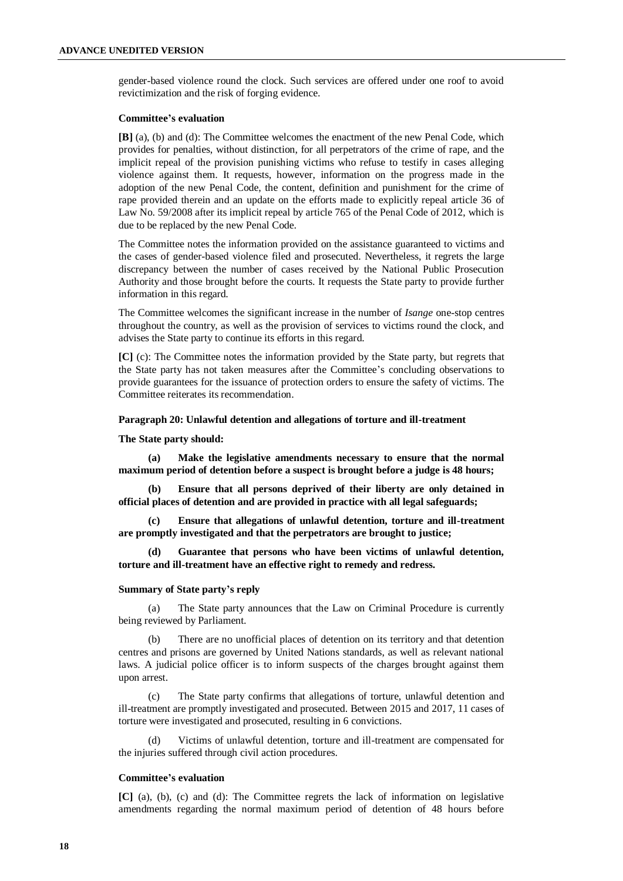gender-based violence round the clock. Such services are offered under one roof to avoid revictimization and the risk of forging evidence.

**Committee's evaluation**

**[B]** (a), (b) and (d): The Committee welcomes the enactment of the new Penal Code, which provides for penalties, without distinction, for all perpetrators of the crime of rape, and the implicit repeal of the provision punishing victims who refuse to testify in cases alleging violence against them. It requests, however, information on the progress made in the adoption of the new Penal Code, the content, definition and punishment for the crime of rape provided therein and an update on the efforts made to explicitly repeal article 36 of Law No. 59/2008 after its implicit repeal by article 765 of the Penal Code of 2012, which is due to be replaced by the new Penal Code.

The Committee notes the information provided on the assistance guaranteed to victims and the cases of gender-based violence filed and prosecuted. Nevertheless, it regrets the large discrepancy between the number of cases received by the National Public Prosecution Authority and those brought before the courts. It requests the State party to provide further information in this regard.

The Committee welcomes the significant increase in the number of *Isange* one-stop centres throughout the country, as well as the provision of services to victims round the clock, and advises the State party to continue its efforts in this regard.

**[C]** (c): The Committee notes the information provided by the State party, but regrets that the State party has not taken measures after the Committee's concluding observations to provide guarantees for the issuance of protection orders to ensure the safety of victims. The Committee reiterates its recommendation.

**Paragraph 20: Unlawful detention and allegations of torture and ill-treatment**

**The State party should:**

**(a) Make the legislative amendments necessary to ensure that the normal maximum period of detention before a suspect is brought before a judge is 48 hours;**

**(b) Ensure that all persons deprived of their liberty are only detained in official places of detention and are provided in practice with all legal safeguards;**

**(c) Ensure that allegations of unlawful detention, torture and ill-treatment are promptly investigated and that the perpetrators are brought to justice;**

**(d) Guarantee that persons who have been victims of unlawful detention, torture and ill-treatment have an effective right to remedy and redress.**

**Summary of State party's reply**

(a) The State party announces that the Law on Criminal Procedure is currently being reviewed by Parliament.

(b) There are no unofficial places of detention on its territory and that detention centres and prisons are governed by United Nations standards, as well as relevant national laws. A judicial police officer is to inform suspects of the charges brought against them upon arrest.

(c) The State party confirms that allegations of torture, unlawful detention and ill-treatment are promptly investigated and prosecuted. Between 2015 and 2017, 11 cases of torture were investigated and prosecuted, resulting in 6 convictions.

(d) Victims of unlawful detention, torture and ill-treatment are compensated for the injuries suffered through civil action procedures.

**Committee's evaluation**

**[C]** (a), (b), (c) and (d): The Committee regrets the lack of information on legislative amendments regarding the normal maximum period of detention of 48 hours before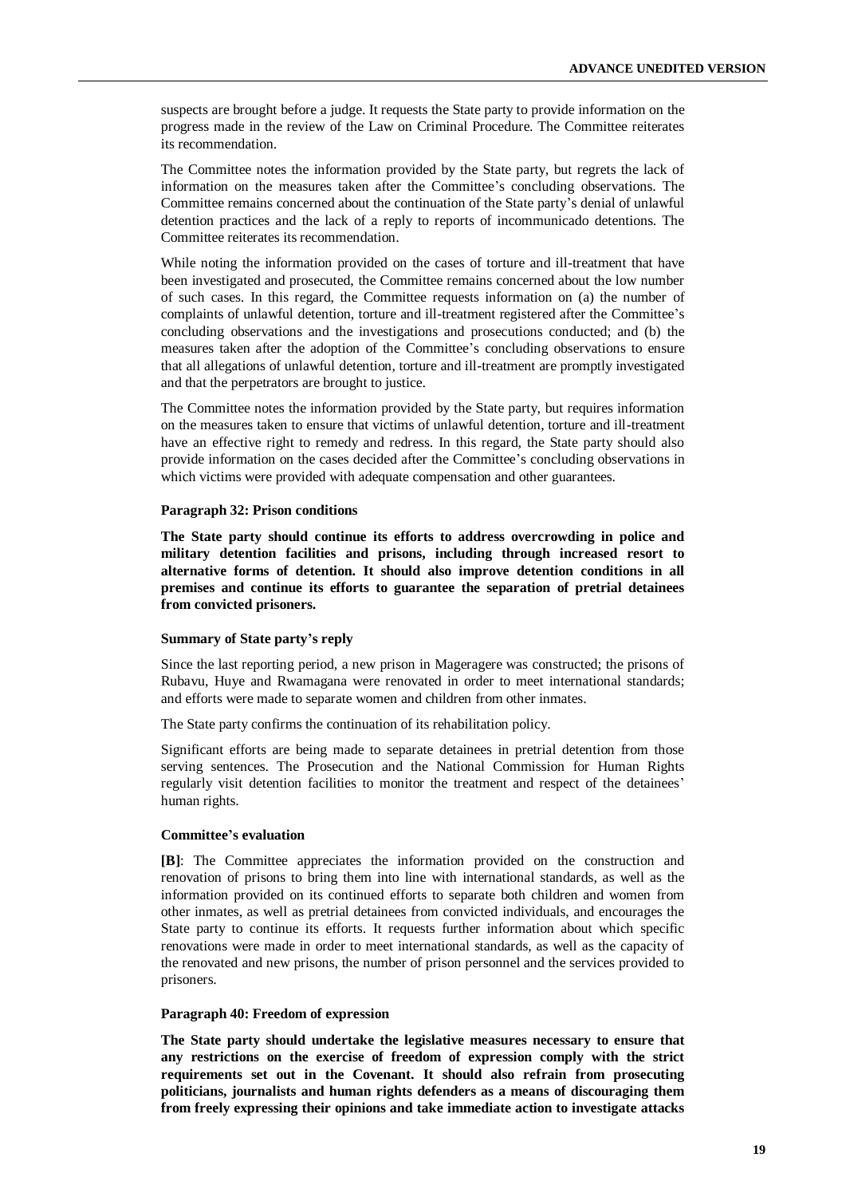suspects are brought before a judge. It requests the State party to provide information on the progress made in the review of the Law on Criminal Procedure. The Committee reiterates its recommendation.

The Committee notes the information provided by the State party, but regrets the lack of information on the measures taken after the Committee's concluding observations. The Committee remains concerned about the continuation of the State party's denial of unlawful detention practices and the lack of a reply to reports of incommunicado detentions. The Committee reiterates its recommendation.

While noting the information provided on the cases of torture and ill-treatment that have been investigated and prosecuted, the Committee remains concerned about the low number of such cases. In this regard, the Committee requests information on (a) the number of complaints of unlawful detention, torture and ill-treatment registered after the Committee's concluding observations and the investigations and prosecutions conducted; and (b) the measures taken after the adoption of the Committee's concluding observations to ensure that all allegations of unlawful detention, torture and ill-treatment are promptly investigated and that the perpetrators are brought to justice.

The Committee notes the information provided by the State party, but requires information on the measures taken to ensure that victims of unlawful detention, torture and ill-treatment have an effective right to remedy and redress. In this regard, the State party should also provide information on the cases decided after the Committee's concluding observations in which victims were provided with adequate compensation and other guarantees.

#### Paragraph 32: Prison conditions

**The State party should continue its efforts to address overcrowding in police and military detention facilities and prisons, including through increased resort to alternative forms of detention. It should also improve detention conditions in all premises and continue its efforts to guarantee the separation of pretrial detainees from convicted prisoners.**

#### Summary of State party's reply

Since the last reporting period, a new prison in Mageragere was constructed; the prisons of Rubavu, Huye and Rwamagana were renovated in order to meet international standards; and efforts were made to separate women and children from other inmates.

The State party confirms the continuation of its rehabilitation policy.

Significant efforts are being made to separate detainees in pretrial detention from those serving sentences. The Prosecution and the National Commission for Human Rights regularly visit detention facilities to monitor the treatment and respect of the detainees' human rights.

#### Committee's evaluation

**[B]**: The Committee appreciates the information provided on the construction and renovation of prisons to bring them into line with international standards, as well as the information provided on its continued efforts to separate both children and women from other inmates, as well as pretrial detainees from convicted individuals, and encourages the State party to continue its efforts. It requests further information about which specific renovations were made in order to meet international standards, as well as the capacity of the renovated and new prisons, the number of prison personnel and the services provided to prisoners.

#### Paragraph 40: Freedom of expression

**The State party should undertake the legislative measures necessary to ensure that any restrictions on the exercise of freedom of expression comply with the strict requirements set out in the Covenant. It should also refrain from prosecuting politicians, journalists and human rights defenders as a means of discouraging them from freely expressing their opinions and take immediate action to investigate attacks**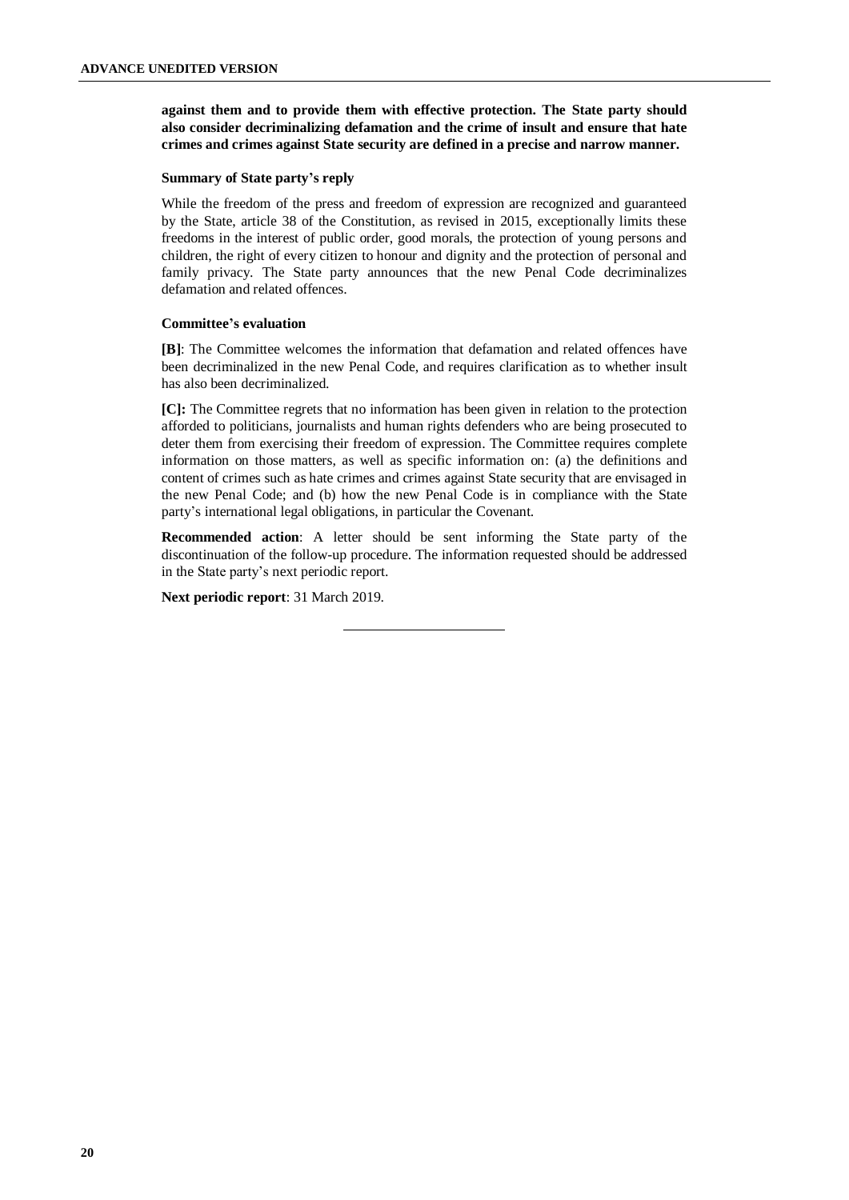**against them and to provide them with effective protection. The State party should also consider decriminalizing defamation and the crime of insult and ensure that hate crimes and crimes against State security are defined in a precise and narrow manner.**

**Summary of State party's reply**

While the freedom of the press and freedom of expression are recognized and guaranteed by the State, article 38 of the Constitution, as revised in 2015, exceptionally limits these freedoms in the interest of public order, good morals, the protection of young persons and children, the right of every citizen to honour and dignity and the protection of personal and family privacy. The State party announces that the new Penal Code decriminalizes defamation and related offences.

**Committee's evaluation**

**[B]**: The Committee welcomes the information that defamation and related offences have been decriminalized in the new Penal Code, and requires clarification as to whether insult has also been decriminalized.

**[C]:** The Committee regrets that no information has been given in relation to the protection afforded to politicians, journalists and human rights defenders who are being prosecuted to deter them from exercising their freedom of expression. The Committee requires complete information on those matters, as well as specific information on: (a) the definitions and content of crimes such as hate crimes and crimes against State security that are envisaged in the new Penal Code; and (b) how the new Penal Code is in compliance with the State party's international legal obligations, in particular the Covenant.

**Recommended action**: A letter should be sent informing the State party of the discontinuation of the follow-up procedure. The information requested should be addressed in the State party's next periodic report.

**Next periodic report**: 31 March 2019.